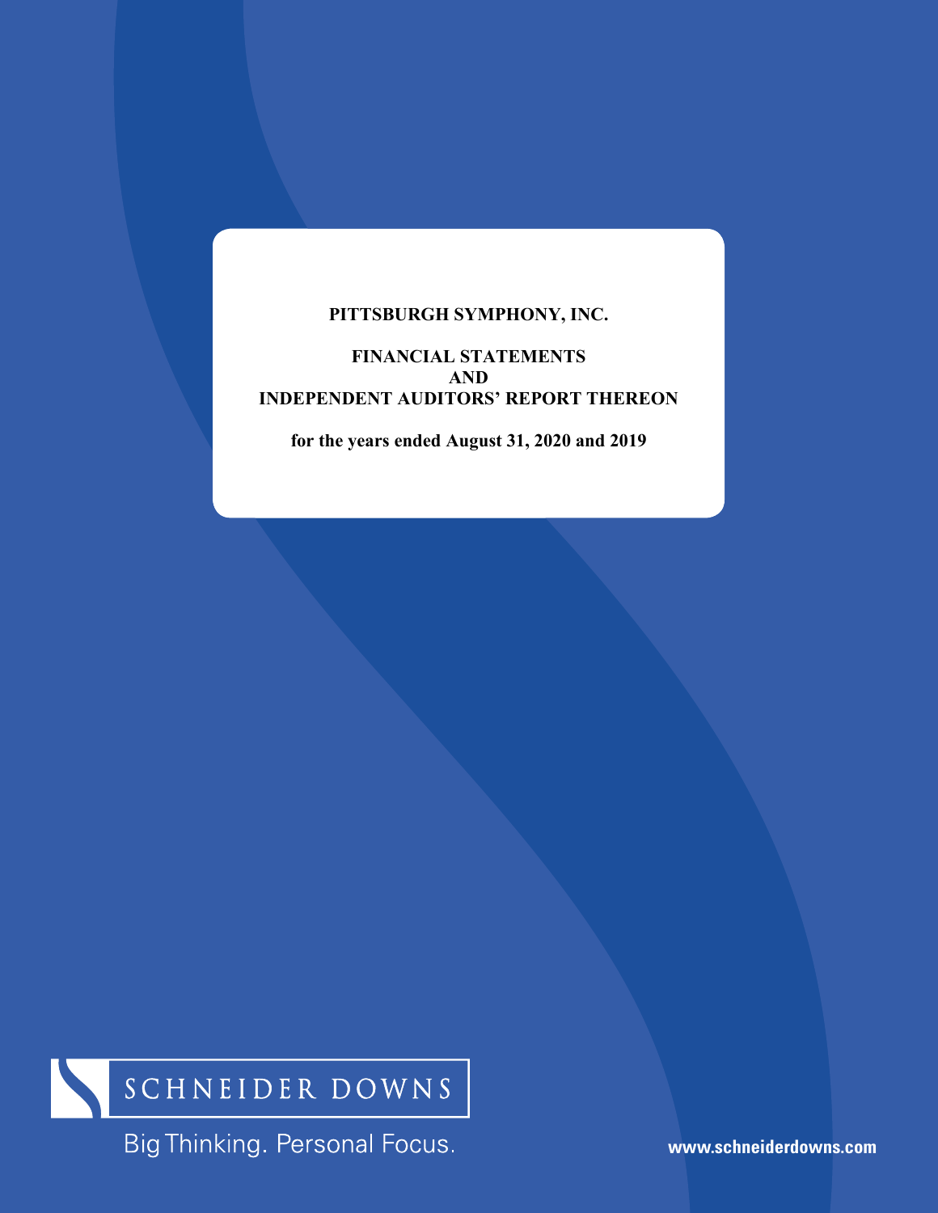# PITTSBURGH SYMPHONY, INC.

## FINANCIAL STATEMENTS
## AND
## INDEPENDENT AUDITORS' REPORT THEREON

**for the years ended August 31, 2020 and 2019**

SCHNEIDER DOWNS

Big Thinking. Personal Focus.

www.schneiderdowns.com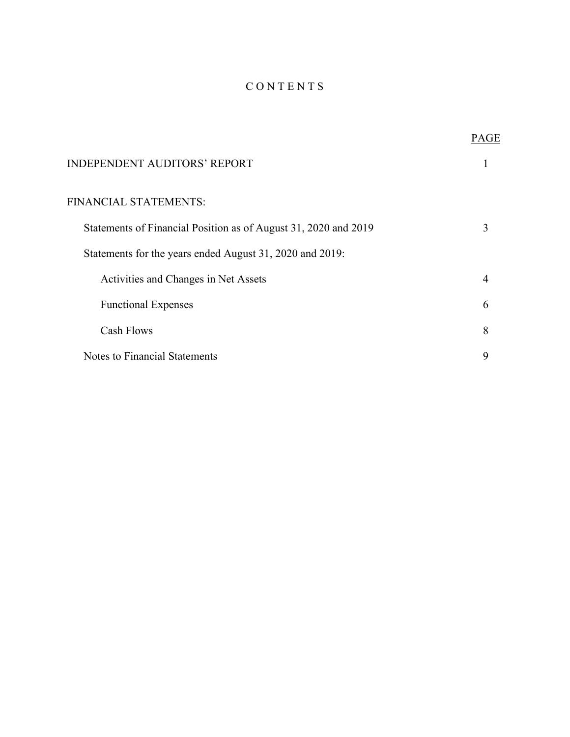# CONTENTS

| | PAGE |
|---|---|
| INDEPENDENT AUDITORS' REPORT | 1 |
| FINANCIAL STATEMENTS: | |
| Statements of Financial Position as of August 31, 2020 and 2019 | 3 |
| Statements for the years ended August 31, 2020 and 2019: | |
| Activities and Changes in Net Assets | 4 |
| Functional Expenses | 6 |
| Cash Flows | 8 |
| Notes to Financial Statements | 9 |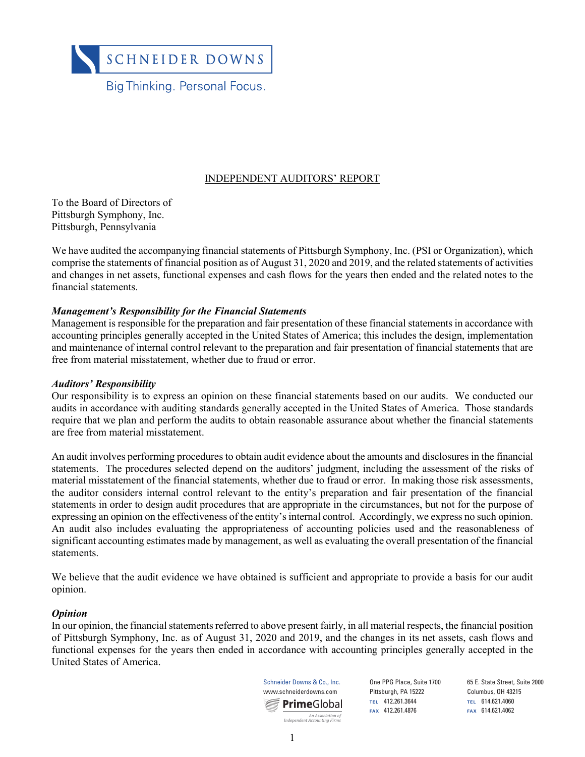SCHNEIDER DOWNS

Big Thinking. Personal Focus.

## INDEPENDENT AUDITORS' REPORT

To the Board of Directors of
Pittsburgh Symphony, Inc.
Pittsburgh, Pennsylvania

We have audited the accompanying financial statements of Pittsburgh Symphony, Inc. (PSI or Organization), which comprise the statements of financial position as of August 31, 2020 and 2019, and the related statements of activities and changes in net assets, functional expenses and cash flows for the years then ended and the related notes to the financial statements.

***Management's Responsibility for the Financial Statements***
Management is responsible for the preparation and fair presentation of these financial statements in accordance with accounting principles generally accepted in the United States of America; this includes the design, implementation and maintenance of internal control relevant to the preparation and fair presentation of financial statements that are free from material misstatement, whether due to fraud or error.

***Auditors' Responsibility***
Our responsibility is to express an opinion on these financial statements based on our audits. We conducted our audits in accordance with auditing standards generally accepted in the United States of America. Those standards require that we plan and perform the audits to obtain reasonable assurance about whether the financial statements are free from material misstatement.

An audit involves performing procedures to obtain audit evidence about the amounts and disclosures in the financial statements. The procedures selected depend on the auditors' judgment, including the assessment of the risks of material misstatement of the financial statements, whether due to fraud or error. In making those risk assessments, the auditor considers internal control relevant to the entity's preparation and fair presentation of the financial statements in order to design audit procedures that are appropriate in the circumstances, but not for the purpose of expressing an opinion on the effectiveness of the entity's internal control. Accordingly, we express no such opinion. An audit also includes evaluating the appropriateness of accounting policies used and the reasonableness of significant accounting estimates made by management, as well as evaluating the overall presentation of the financial statements.

We believe that the audit evidence we have obtained is sufficient and appropriate to provide a basis for our audit opinion.

***Opinion***
In our opinion, the financial statements referred to above present fairly, in all material respects, the financial position of Pittsburgh Symphony, Inc. as of August 31, 2020 and 2019, and the changes in its net assets, cash flows and functional expenses for the years then ended in accordance with accounting principles generally accepted in the United States of America.

Schneider Downs & Co., Inc.
www.schneiderdowns.com
PrimeGlobal
An Association of Independent Accounting Firms

One PPG Place, Suite 1700
Pittsburgh, PA 15222
TEL 412.261.3644
FAX 412.261.4876

65 E. State Street, Suite 2000
Columbus, OH 43215
TEL 614.621.4060
FAX 614.621.4062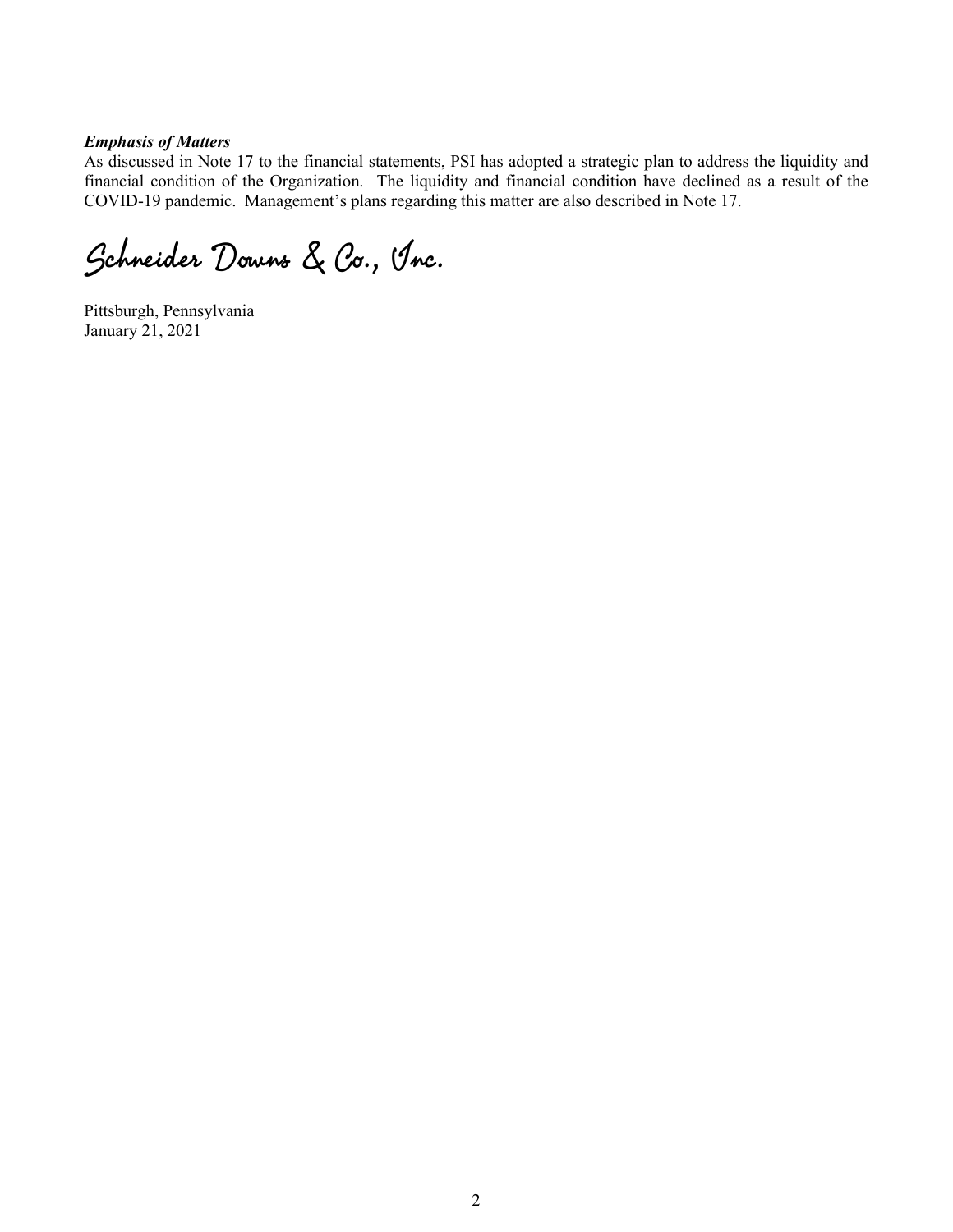***Emphasis of Matters***

As discussed in Note 17 to the financial statements, PSI has adopted a strategic plan to address the liquidity and financial condition of the Organization. The liquidity and financial condition have declined as a result of the COVID-19 pandemic. Management's plans regarding this matter are also described in Note 17.

Schneider Downs & Co., Inc.

Pittsburgh, Pennsylvania
January 21, 2021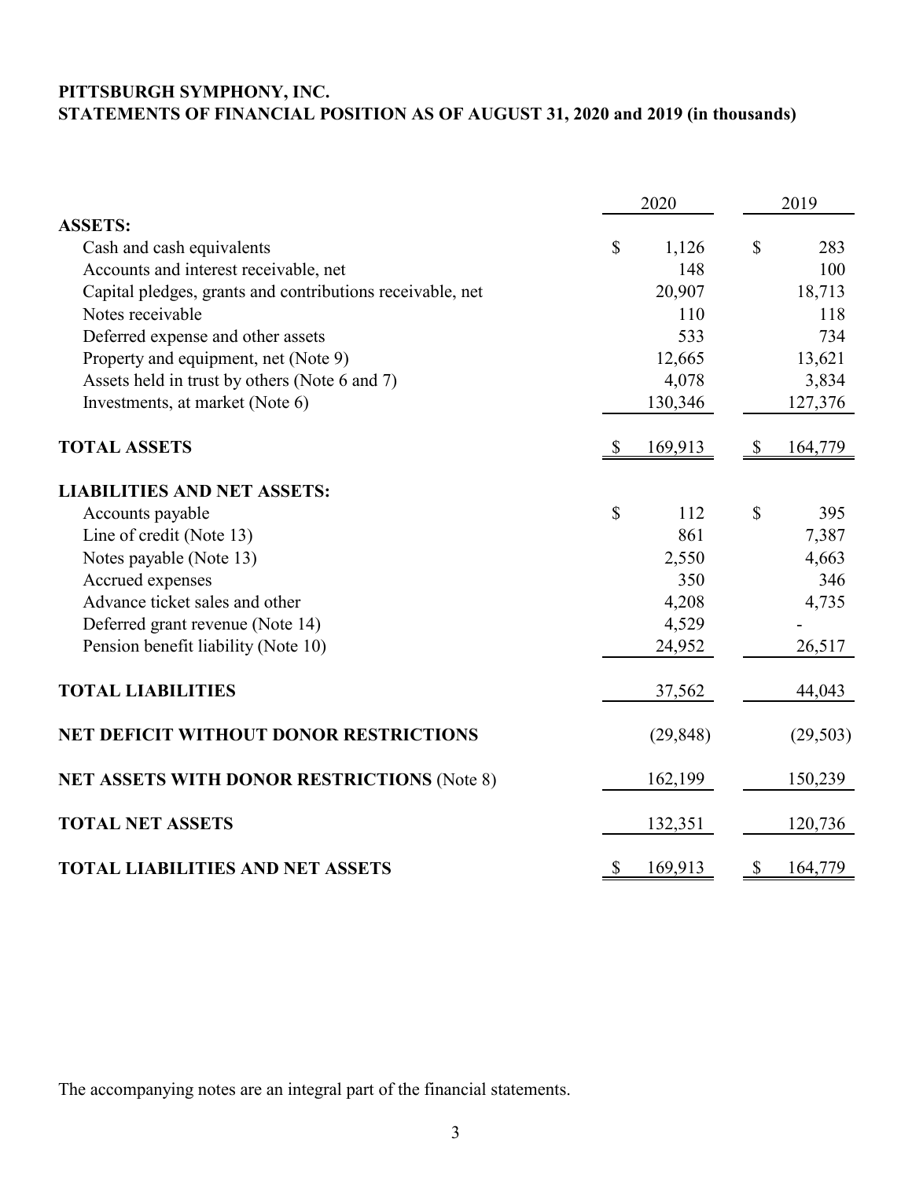**PITTSBURGH SYMPHONY, INC.**
**STATEMENTS OF FINANCIAL POSITION AS OF AUGUST 31, 2020 and 2019 (in thousands)**

| | 2020 | 2019 |
|---|---|---|
| **ASSETS:** | | |
| Cash and cash equivalents | $ 1,126 | $ 283 |
| Accounts and interest receivable, net | 148 | 100 |
| Capital pledges, grants and contributions receivable, net | 20,907 | 18,713 |
| Notes receivable | 110 | 118 |
| Deferred expense and other assets | 533 | 734 |
| Property and equipment, net (Note 9) | 12,665 | 13,621 |
| Assets held in trust by others (Note 6 and 7) | 4,078 | 3,834 |
| Investments, at market (Note 6) | 130,346 | 127,376 |
| **TOTAL ASSETS** | $ 169,913 | $ 164,779 |
| **LIABILITIES AND NET ASSETS:** | | |
| Accounts payable | $ 112 | $ 395 |
| Line of credit (Note 13) | 861 | 7,387 |
| Notes payable (Note 13) | 2,550 | 4,663 |
| Accrued expenses | 350 | 346 |
| Advance ticket sales and other | 4,208 | 4,735 |
| Deferred grant revenue (Note 14) | 4,529 | - |
| Pension benefit liability (Note 10) | 24,952 | 26,517 |
| **TOTAL LIABILITIES** | 37,562 | 44,043 |
| **NET DEFICIT WITHOUT DONOR RESTRICTIONS** | (29,848) | (29,503) |
| **NET ASSETS WITH DONOR RESTRICTIONS** (Note 8) | 162,199 | 150,239 |
| **TOTAL NET ASSETS** | 132,351 | 120,736 |
| **TOTAL LIABILITIES AND NET ASSETS** | $ 169,913 | $ 164,779 |

The accompanying notes are an integral part of the financial statements.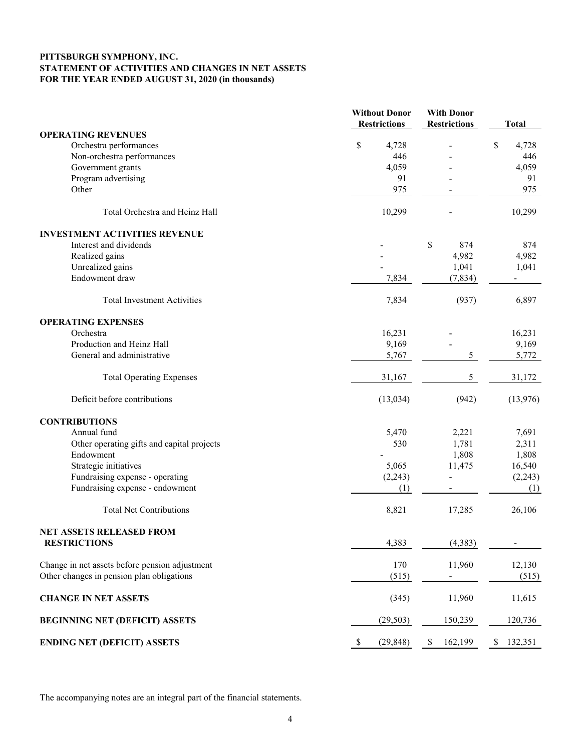**PITTSBURGH SYMPHONY, INC.**
**STATEMENT OF ACTIVITIES AND CHANGES IN NET ASSETS**
**FOR THE YEAR ENDED AUGUST 31, 2020 (in thousands)**

| | Without Donor Restrictions | With Donor Restrictions | Total |
|---|---|---|---|
| **OPERATING REVENUES** | | | |
| Orchestra performances | $ 4,728 | - | $ 4,728 |
| Non-orchestra performances | 446 | - | 446 |
| Government grants | 4,059 | - | 4,059 |
| Program advertising | 91 | - | 91 |
| Other | 975 | - | 975 |
| Total Orchestra and Heinz Hall | 10,299 | - | 10,299 |
| **INVESTMENT ACTIVITIES REVENUE** | | | |
| Interest and dividends | - | $ 874 | 874 |
| Realized gains | - | 4,982 | 4,982 |
| Unrealized gains | - | 1,041 | 1,041 |
| Endowment draw | 7,834 | (7,834) | - |
| Total Investment Activities | 7,834 | (937) | 6,897 |
| **OPERATING EXPENSES** | | | |
| Orchestra | 16,231 | - | 16,231 |
| Production and Heinz Hall | 9,169 | - | 9,169 |
| General and administrative | 5,767 | 5 | 5,772 |
| Total Operating Expenses | 31,167 | 5 | 31,172 |
| Deficit before contributions | (13,034) | (942) | (13,976) |
| **CONTRIBUTIONS** | | | |
| Annual fund | 5,470 | 2,221 | 7,691 |
| Other operating gifts and capital projects | 530 | 1,781 | 2,311 |
| Endowment | - | 1,808 | 1,808 |
| Strategic initiatives | 5,065 | 11,475 | 16,540 |
| Fundraising expense - operating | (2,243) | - | (2,243) |
| Fundraising expense - endowment | (1) | - | (1) |
| Total Net Contributions | 8,821 | 17,285 | 26,106 |
| **NET ASSETS RELEASED FROM RESTRICTIONS** | 4,383 | (4,383) | - |
| Change in net assets before pension adjustment | 170 | 11,960 | 12,130 |
| Other changes in pension plan obligations | (515) | - | (515) |
| **CHANGE IN NET ASSETS** | (345) | 11,960 | 11,615 |
| **BEGINNING NET (DEFICIT) ASSETS** | (29,503) | 150,239 | 120,736 |
| **ENDING NET (DEFICIT) ASSETS** | $ (29,848) | $ 162,199 | $ 132,351 |

The accompanying notes are an integral part of the financial statements.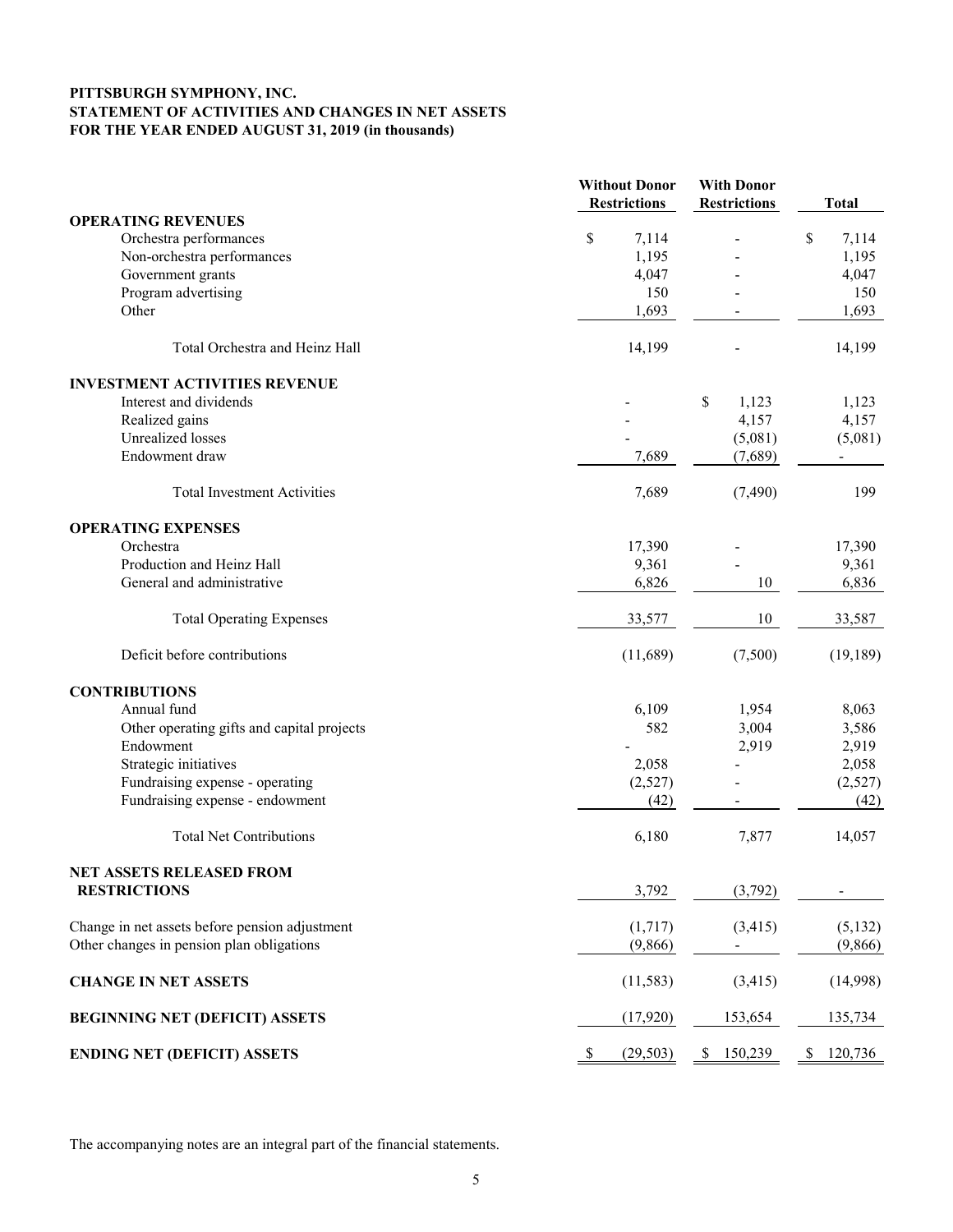**PITTSBURGH SYMPHONY, INC.**
**STATEMENT OF ACTIVITIES AND CHANGES IN NET ASSETS**
**FOR THE YEAR ENDED AUGUST 31, 2019 (in thousands)**

| | Without Donor Restrictions | With Donor Restrictions | Total |
|---|---|---|---|
| **OPERATING REVENUES** | | | |
| Orchestra performances | $ 7,114 | - | $ 7,114 |
| Non-orchestra performances | 1,195 | - | 1,195 |
| Government grants | 4,047 | - | 4,047 |
| Program advertising | 150 | - | 150 |
| Other | 1,693 | - | 1,693 |
| Total Orchestra and Heinz Hall | 14,199 | - | 14,199 |
| **INVESTMENT ACTIVITIES REVENUE** | | | |
| Interest and dividends | - | $ 1,123 | 1,123 |
| Realized gains | - | 4,157 | 4,157 |
| Unrealized losses | - | (5,081) | (5,081) |
| Endowment draw | 7,689 | (7,689) | - |
| Total Investment Activities | 7,689 | (7,490) | 199 |
| **OPERATING EXPENSES** | | | |
| Orchestra | 17,390 | - | 17,390 |
| Production and Heinz Hall | 9,361 | - | 9,361 |
| General and administrative | 6,826 | 10 | 6,836 |
| Total Operating Expenses | 33,577 | 10 | 33,587 |
| Deficit before contributions | (11,689) | (7,500) | (19,189) |
| **CONTRIBUTIONS** | | | |
| Annual fund | 6,109 | 1,954 | 8,063 |
| Other operating gifts and capital projects | 582 | 3,004 | 3,586 |
| Endowment | - | 2,919 | 2,919 |
| Strategic initiatives | 2,058 | - | 2,058 |
| Fundraising expense - operating | (2,527) | - | (2,527) |
| Fundraising expense - endowment | (42) | - | (42) |
| Total Net Contributions | 6,180 | 7,877 | 14,057 |
| **NET ASSETS RELEASED FROM RESTRICTIONS** | 3,792 | (3,792) | - |
| Change in net assets before pension adjustment | (1,717) | (3,415) | (5,132) |
| Other changes in pension plan obligations | (9,866) | - | (9,866) |
| **CHANGE IN NET ASSETS** | (11,583) | (3,415) | (14,998) |
| **BEGINNING NET (DEFICIT) ASSETS** | (17,920) | 153,654 | 135,734 |
| **ENDING NET (DEFICIT) ASSETS** | $ (29,503) | $ 150,239 | $ 120,736 |

The accompanying notes are an integral part of the financial statements.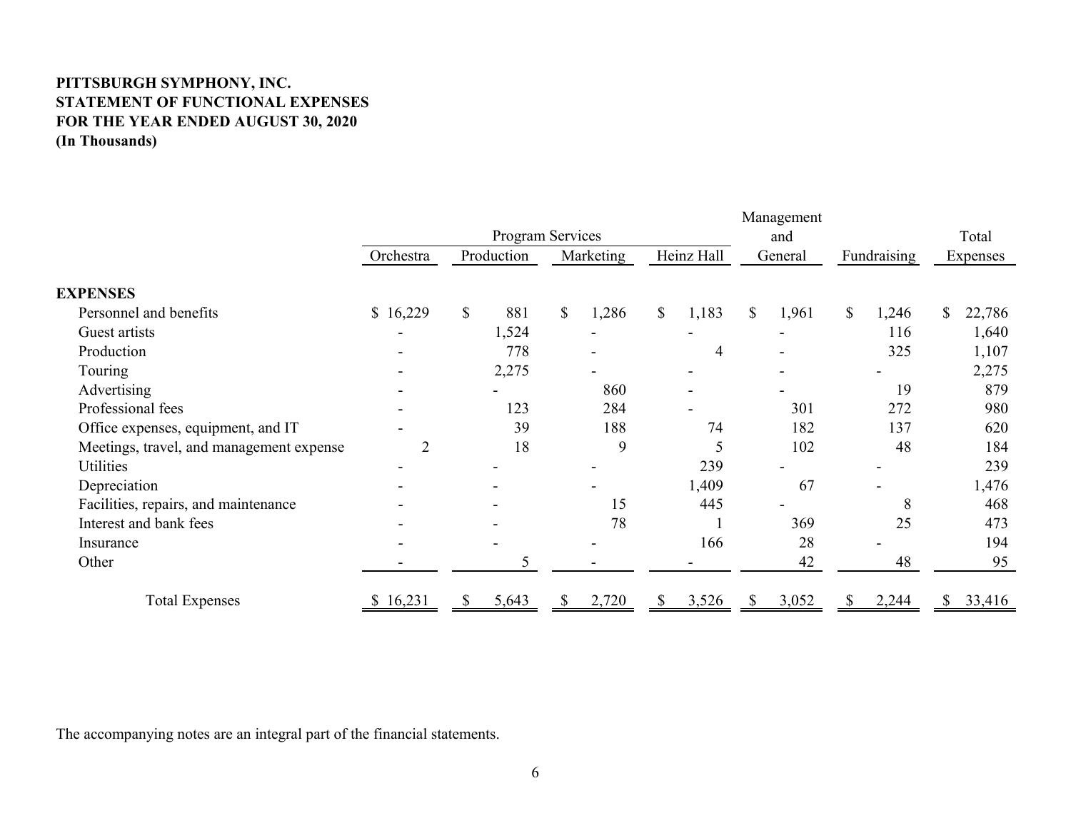**PITTSBURGH SYMPHONY, INC.**
**STATEMENT OF FUNCTIONAL EXPENSES**
**FOR THE YEAR ENDED AUGUST 30, 2020**
**(In Thousands)**

| | Program Services | | | | Management and | | Total |
|---|---|---|---|---|---|---|---|
| | Orchestra | Production | Marketing | Heinz Hall | General | Fundraising | Expenses |
| **EXPENSES** | | | | | | | |
| Personnel and benefits | $ 16,229 | $ 881 | $ 1,286 | $ 1,183 | $ 1,961 | $ 1,246 | $ 22,786 |
| Guest artists | - | 1,524 | - | - | - | 116 | 1,640 |
| Production | - | 778 | - | 4 | - | 325 | 1,107 |
| Touring | - | 2,275 | - | - | - | - | 2,275 |
| Advertising | - | - | 860 | - | - | 19 | 879 |
| Professional fees | - | 123 | 284 | - | 301 | 272 | 980 |
| Office expenses, equipment, and IT | - | 39 | 188 | 74 | 182 | 137 | 620 |
| Meetings, travel, and management expense | 2 | 18 | 9 | 5 | 102 | 48 | 184 |
| Utilities | - | - | - | 239 | - | - | 239 |
| Depreciation | - | - | - | 1,409 | 67 | - | 1,476 |
| Facilities, repairs, and maintenance | - | - | 15 | 445 | - | 8 | 468 |
| Interest and bank fees | - | - | 78 | 1 | 369 | 25 | 473 |
| Insurance | - | - | - | 166 | 28 | - | 194 |
| Other | - | 5 | - | - | 42 | 48 | 95 |
| Total Expenses | $ 16,231 | $ 5,643 | $ 2,720 | $ 3,526 | $ 3,052 | $ 2,244 | $ 33,416 |

The accompanying notes are an integral part of the financial statements.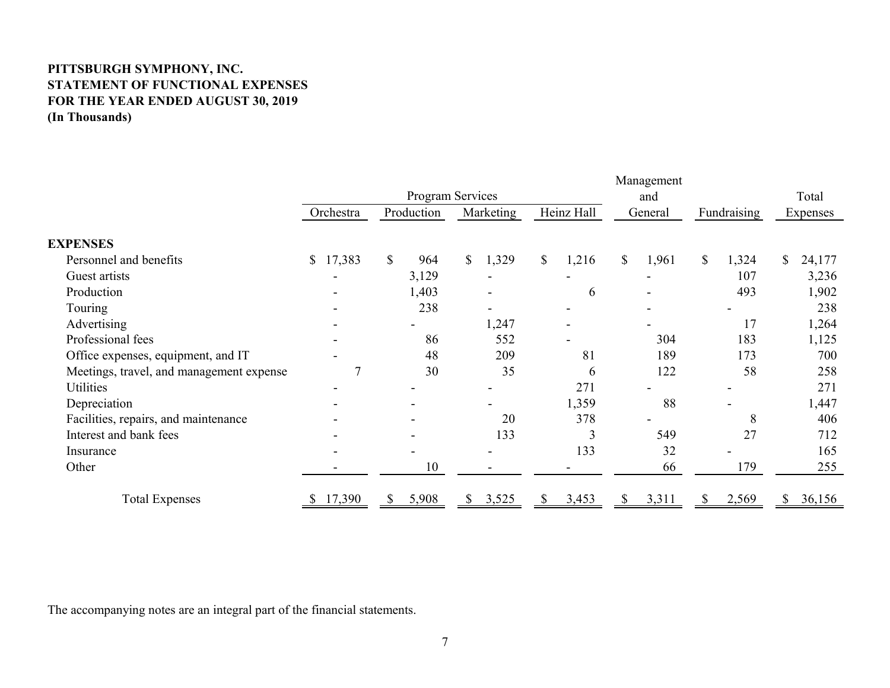**PITTSBURGH SYMPHONY, INC.**
**STATEMENT OF FUNCTIONAL EXPENSES**
**FOR THE YEAR ENDED AUGUST 30, 2019**
**(In Thousands)**

| | Program Services | | | | Management and General | Fundraising | Total Expenses |
|---|---|---|---|---|---|---|---|
| | Orchestra | Production | Marketing | Heinz Hall | | | |
| **EXPENSES** | | | | | | | |
| Personnel and benefits | $ 17,383 | $ 964 | $ 1,329 | $ 1,216 | $ 1,961 | $ 1,324 | $ 24,177 |
| Guest artists | - | 3,129 | - | - | - | 107 | 3,236 |
| Production | - | 1,403 | - | 6 | - | 493 | 1,902 |
| Touring | - | 238 | - | - | - | - | 238 |
| Advertising | - | - | 1,247 | - | - | 17 | 1,264 |
| Professional fees | - | 86 | 552 | - | 304 | 183 | 1,125 |
| Office expenses, equipment, and IT | - | 48 | 209 | 81 | 189 | 173 | 700 |
| Meetings, travel, and management expense | 7 | 30 | 35 | 6 | 122 | 58 | 258 |
| Utilities | - | - | - | 271 | - | - | 271 |
| Depreciation | - | - | - | 1,359 | 88 | - | 1,447 |
| Facilities, repairs, and maintenance | - | - | 20 | 378 | - | 8 | 406 |
| Interest and bank fees | - | - | 133 | 3 | 549 | 27 | 712 |
| Insurance | - | - | - | 133 | 32 | - | 165 |
| Other | - | 10 | - | - | 66 | 179 | 255 |
| Total Expenses | $ 17,390 | $ 5,908 | $ 3,525 | $ 3,453 | $ 3,311 | $ 2,569 | $ 36,156 |

The accompanying notes are an integral part of the financial statements.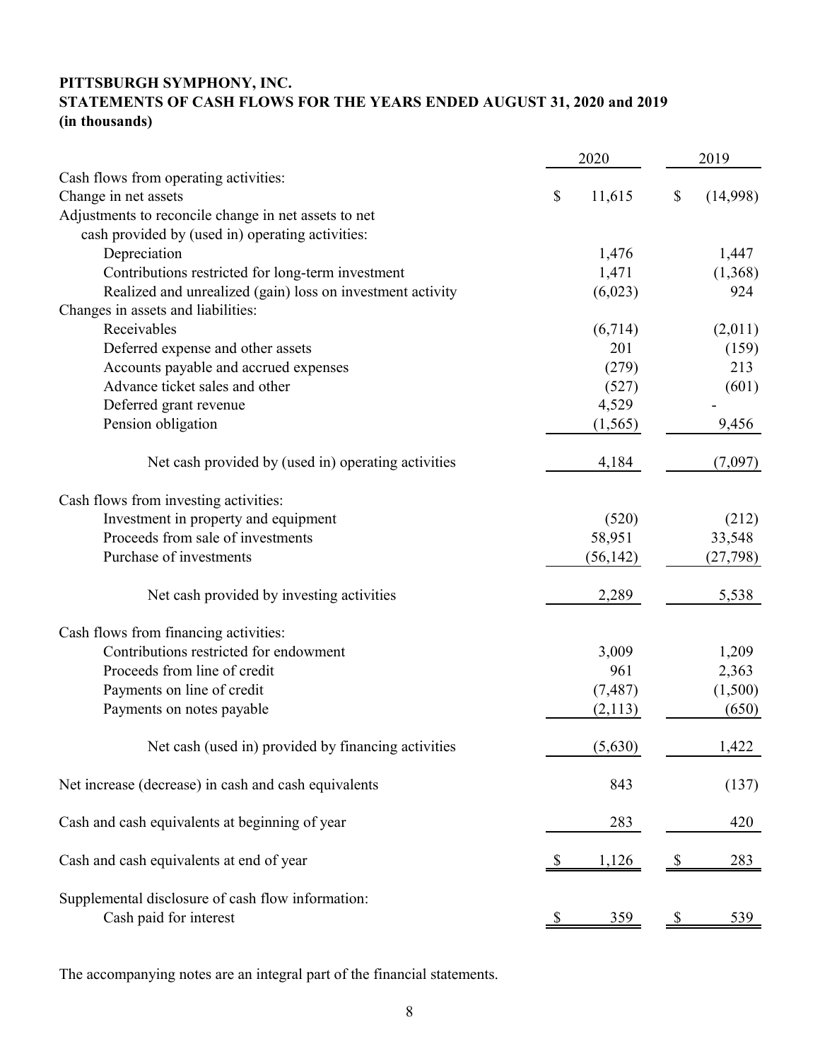**PITTSBURGH SYMPHONY, INC.**
**STATEMENTS OF CASH FLOWS FOR THE YEARS ENDED AUGUST 31, 2020 and 2019**
**(in thousands)**

| | 2020 | 2019 |
|---|---|---|
| Cash flows from operating activities: | | |
| Change in net assets | $ 11,615 | $ (14,998) |
| Adjustments to reconcile change in net assets to net cash provided by (used in) operating activities: | | |
| Depreciation | 1,476 | 1,447 |
| Contributions restricted for long-term investment | 1,471 | (1,368) |
| Realized and unrealized (gain) loss on investment activity | (6,023) | 924 |
| Changes in assets and liabilities: | | |
| Receivables | (6,714) | (2,011) |
| Deferred expense and other assets | 201 | (159) |
| Accounts payable and accrued expenses | (279) | 213 |
| Advance ticket sales and other | (527) | (601) |
| Deferred grant revenue | 4,529 | - |
| Pension obligation | (1,565) | 9,456 |
| Net cash provided by (used in) operating activities | 4,184 | (7,097) |
| Cash flows from investing activities: | | |
| Investment in property and equipment | (520) | (212) |
| Proceeds from sale of investments | 58,951 | 33,548 |
| Purchase of investments | (56,142) | (27,798) |
| Net cash provided by investing activities | 2,289 | 5,538 |
| Cash flows from financing activities: | | |
| Contributions restricted for endowment | 3,009 | 1,209 |
| Proceeds from line of credit | 961 | 2,363 |
| Payments on line of credit | (7,487) | (1,500) |
| Payments on notes payable | (2,113) | (650) |
| Net cash (used in) provided by financing activities | (5,630) | 1,422 |
| Net increase (decrease) in cash and cash equivalents | 843 | (137) |
| Cash and cash equivalents at beginning of year | 283 | 420 |
| Cash and cash equivalents at end of year | $ 1,126 | $ 283 |
| Supplemental disclosure of cash flow information: | | |
| Cash paid for interest | $ 359 | $ 539 |

The accompanying notes are an integral part of the financial statements.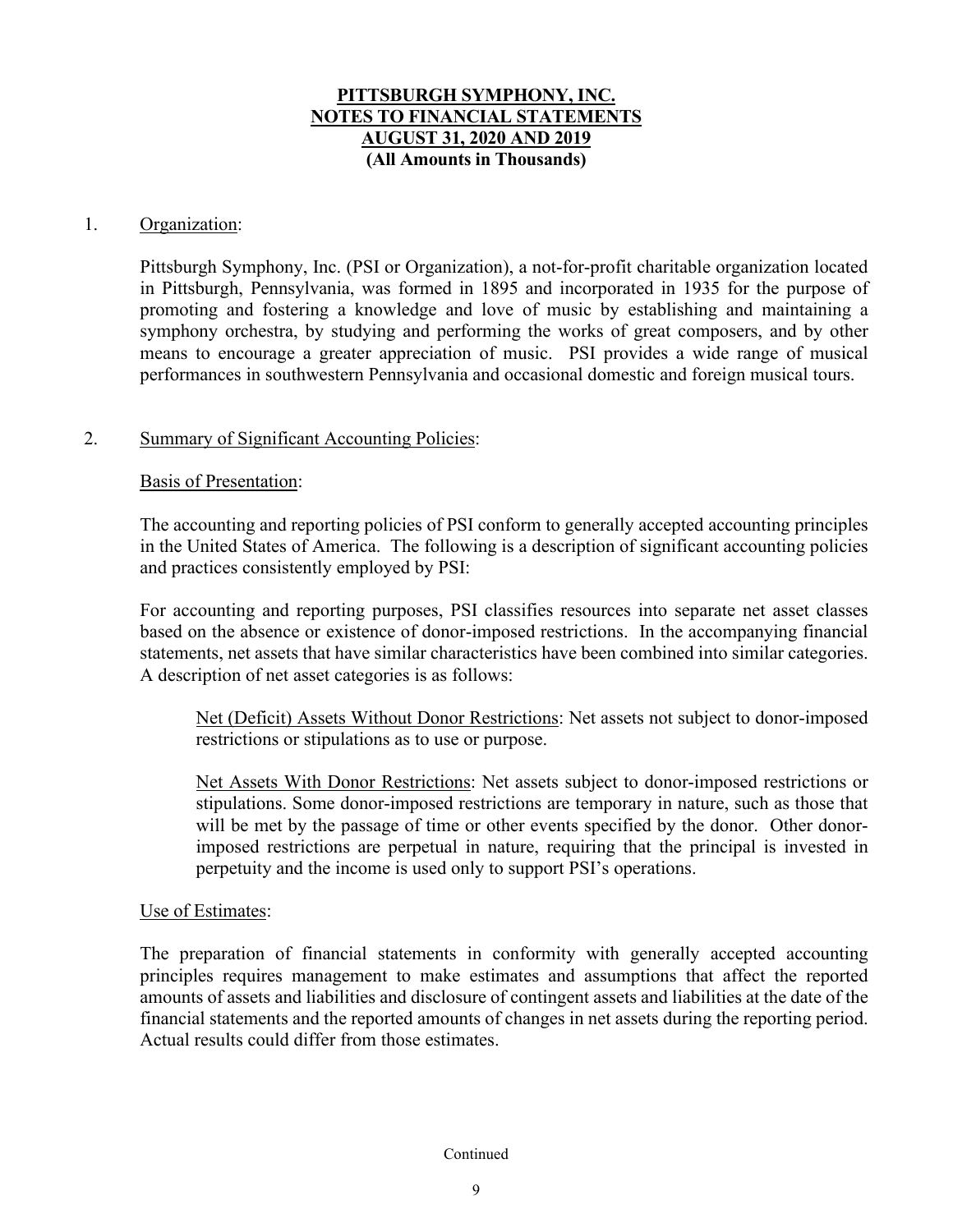**PITTSBURGH SYMPHONY, INC.**
**NOTES TO FINANCIAL STATEMENTS**
**AUGUST 31, 2020 AND 2019**
**(All Amounts in Thousands)**

1. Organization:

Pittsburgh Symphony, Inc. (PSI or Organization), a not-for-profit charitable organization located in Pittsburgh, Pennsylvania, was formed in 1895 and incorporated in 1935 for the purpose of promoting and fostering a knowledge and love of music by establishing and maintaining a symphony orchestra, by studying and performing the works of great composers, and by other means to encourage a greater appreciation of music. PSI provides a wide range of musical performances in southwestern Pennsylvania and occasional domestic and foreign musical tours.

2. Summary of Significant Accounting Policies:

Basis of Presentation:

The accounting and reporting policies of PSI conform to generally accepted accounting principles in the United States of America. The following is a description of significant accounting policies and practices consistently employed by PSI:

For accounting and reporting purposes, PSI classifies resources into separate net asset classes based on the absence or existence of donor-imposed restrictions. In the accompanying financial statements, net assets that have similar characteristics have been combined into similar categories. A description of net asset categories is as follows:

Net (Deficit) Assets Without Donor Restrictions: Net assets not subject to donor-imposed restrictions or stipulations as to use or purpose.

Net Assets With Donor Restrictions: Net assets subject to donor-imposed restrictions or stipulations. Some donor-imposed restrictions are temporary in nature, such as those that will be met by the passage of time or other events specified by the donor. Other donor-imposed restrictions are perpetual in nature, requiring that the principal is invested in perpetuity and the income is used only to support PSI's operations.

Use of Estimates:

The preparation of financial statements in conformity with generally accepted accounting principles requires management to make estimates and assumptions that affect the reported amounts of assets and liabilities and disclosure of contingent assets and liabilities at the date of the financial statements and the reported amounts of changes in net assets during the reporting period. Actual results could differ from those estimates.

Continued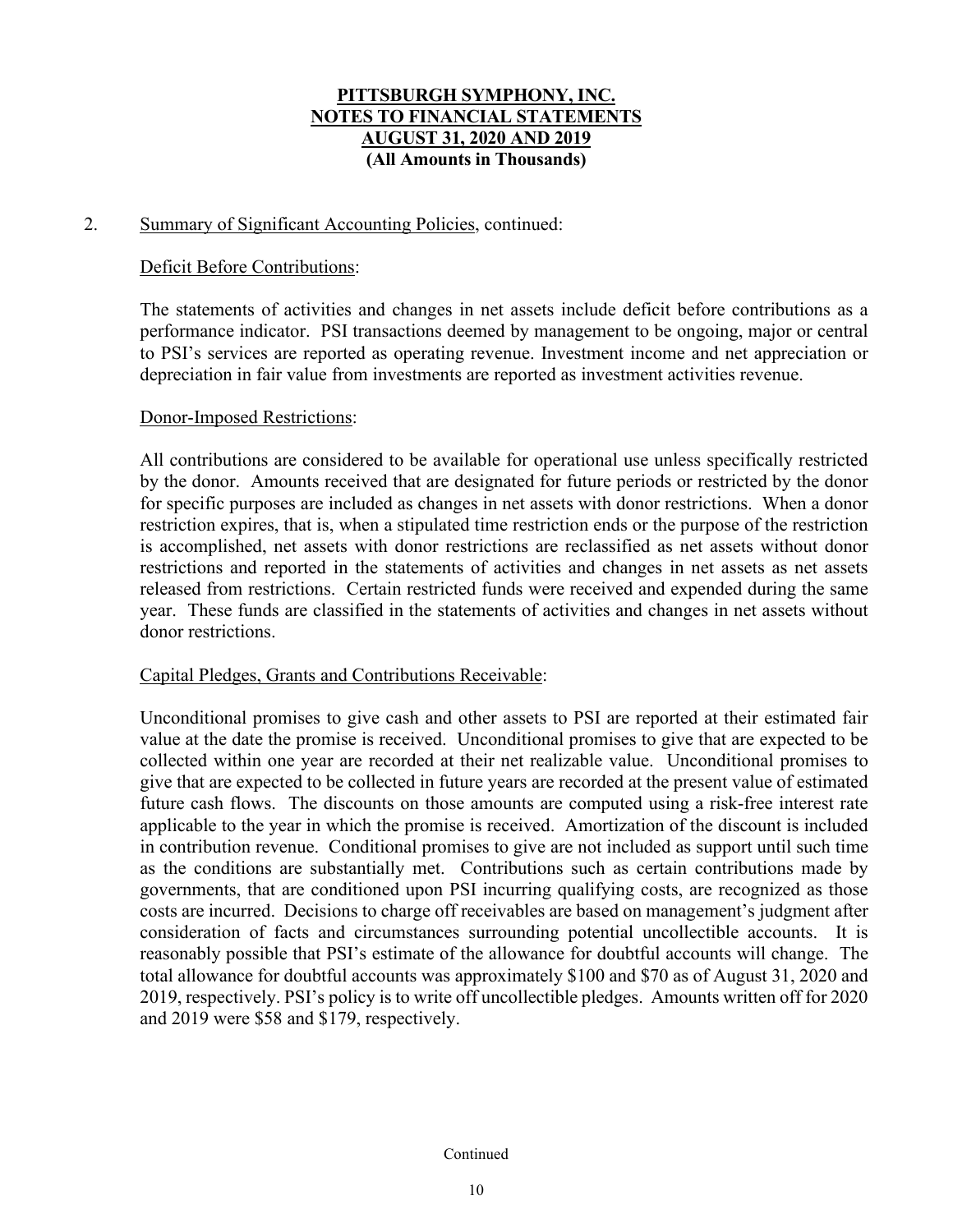# PITTSBURGH SYMPHONY, INC.
# NOTES TO FINANCIAL STATEMENTS
# AUGUST 31, 2020 AND 2019
**(All Amounts in Thousands)**

2. Summary of Significant Accounting Policies, continued:

Deficit Before Contributions:

The statements of activities and changes in net assets include deficit before contributions as a performance indicator. PSI transactions deemed by management to be ongoing, major or central to PSI's services are reported as operating revenue. Investment income and net appreciation or depreciation in fair value from investments are reported as investment activities revenue.

Donor-Imposed Restrictions:

All contributions are considered to be available for operational use unless specifically restricted by the donor. Amounts received that are designated for future periods or restricted by the donor for specific purposes are included as changes in net assets with donor restrictions. When a donor restriction expires, that is, when a stipulated time restriction ends or the purpose of the restriction is accomplished, net assets with donor restrictions are reclassified as net assets without donor restrictions and reported in the statements of activities and changes in net assets as net assets released from restrictions. Certain restricted funds were received and expended during the same year. These funds are classified in the statements of activities and changes in net assets without donor restrictions.

Capital Pledges, Grants and Contributions Receivable:

Unconditional promises to give cash and other assets to PSI are reported at their estimated fair value at the date the promise is received. Unconditional promises to give that are expected to be collected within one year are recorded at their net realizable value. Unconditional promises to give that are expected to be collected in future years are recorded at the present value of estimated future cash flows. The discounts on those amounts are computed using a risk-free interest rate applicable to the year in which the promise is received. Amortization of the discount is included in contribution revenue. Conditional promises to give are not included as support until such time as the conditions are substantially met. Contributions such as certain contributions made by governments, that are conditioned upon PSI incurring qualifying costs, are recognized as those costs are incurred. Decisions to charge off receivables are based on management's judgment after consideration of facts and circumstances surrounding potential uncollectible accounts. It is reasonably possible that PSI's estimate of the allowance for doubtful accounts will change. The total allowance for doubtful accounts was approximately $100 and $70 as of August 31, 2020 and 2019, respectively. PSI's policy is to write off uncollectible pledges. Amounts written off for 2020 and 2019 were $58 and $179, respectively.

Continued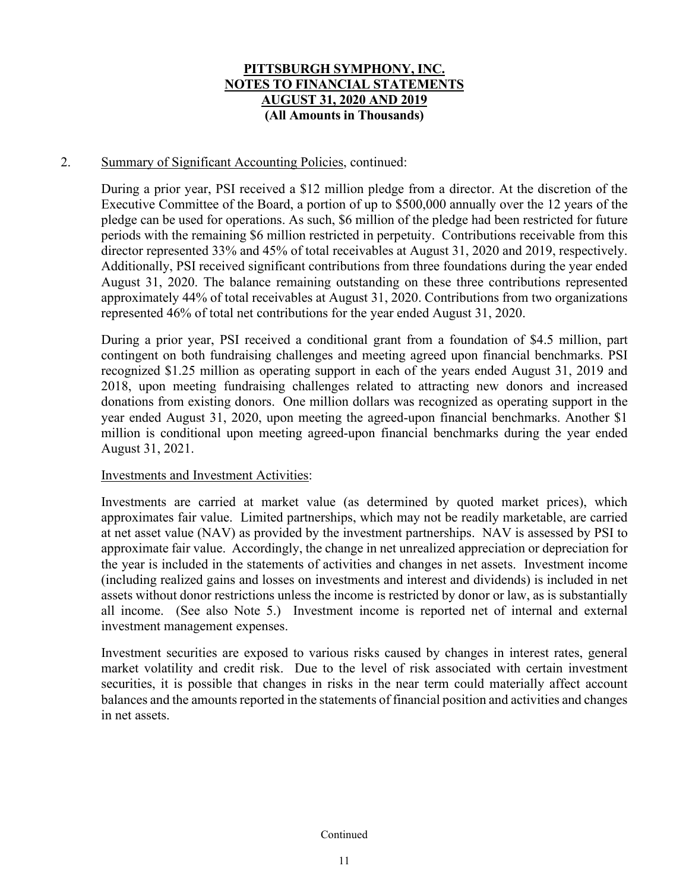**PITTSBURGH SYMPHONY, INC.**
**NOTES TO FINANCIAL STATEMENTS**
**AUGUST 31, 2020 AND 2019**
**(All Amounts in Thousands)**

2. Summary of Significant Accounting Policies, continued:

During a prior year, PSI received a $12 million pledge from a director. At the discretion of the Executive Committee of the Board, a portion of up to $500,000 annually over the 12 years of the pledge can be used for operations. As such, $6 million of the pledge had been restricted for future periods with the remaining $6 million restricted in perpetuity. Contributions receivable from this director represented 33% and 45% of total receivables at August 31, 2020 and 2019, respectively. Additionally, PSI received significant contributions from three foundations during the year ended August 31, 2020. The balance remaining outstanding on these three contributions represented approximately 44% of total receivables at August 31, 2020. Contributions from two organizations represented 46% of total net contributions for the year ended August 31, 2020.

During a prior year, PSI received a conditional grant from a foundation of $4.5 million, part contingent on both fundraising challenges and meeting agreed upon financial benchmarks. PSI recognized $1.25 million as operating support in each of the years ended August 31, 2019 and 2018, upon meeting fundraising challenges related to attracting new donors and increased donations from existing donors. One million dollars was recognized as operating support in the year ended August 31, 2020, upon meeting the agreed-upon financial benchmarks. Another $1 million is conditional upon meeting agreed-upon financial benchmarks during the year ended August 31, 2021.

Investments and Investment Activities:

Investments are carried at market value (as determined by quoted market prices), which approximates fair value. Limited partnerships, which may not be readily marketable, are carried at net asset value (NAV) as provided by the investment partnerships. NAV is assessed by PSI to approximate fair value. Accordingly, the change in net unrealized appreciation or depreciation for the year is included in the statements of activities and changes in net assets. Investment income (including realized gains and losses on investments and interest and dividends) is included in net assets without donor restrictions unless the income is restricted by donor or law, as is substantially all income. (See also Note 5.) Investment income is reported net of internal and external investment management expenses.

Investment securities are exposed to various risks caused by changes in interest rates, general market volatility and credit risk. Due to the level of risk associated with certain investment securities, it is possible that changes in risks in the near term could materially affect account balances and the amounts reported in the statements of financial position and activities and changes in net assets.

Continued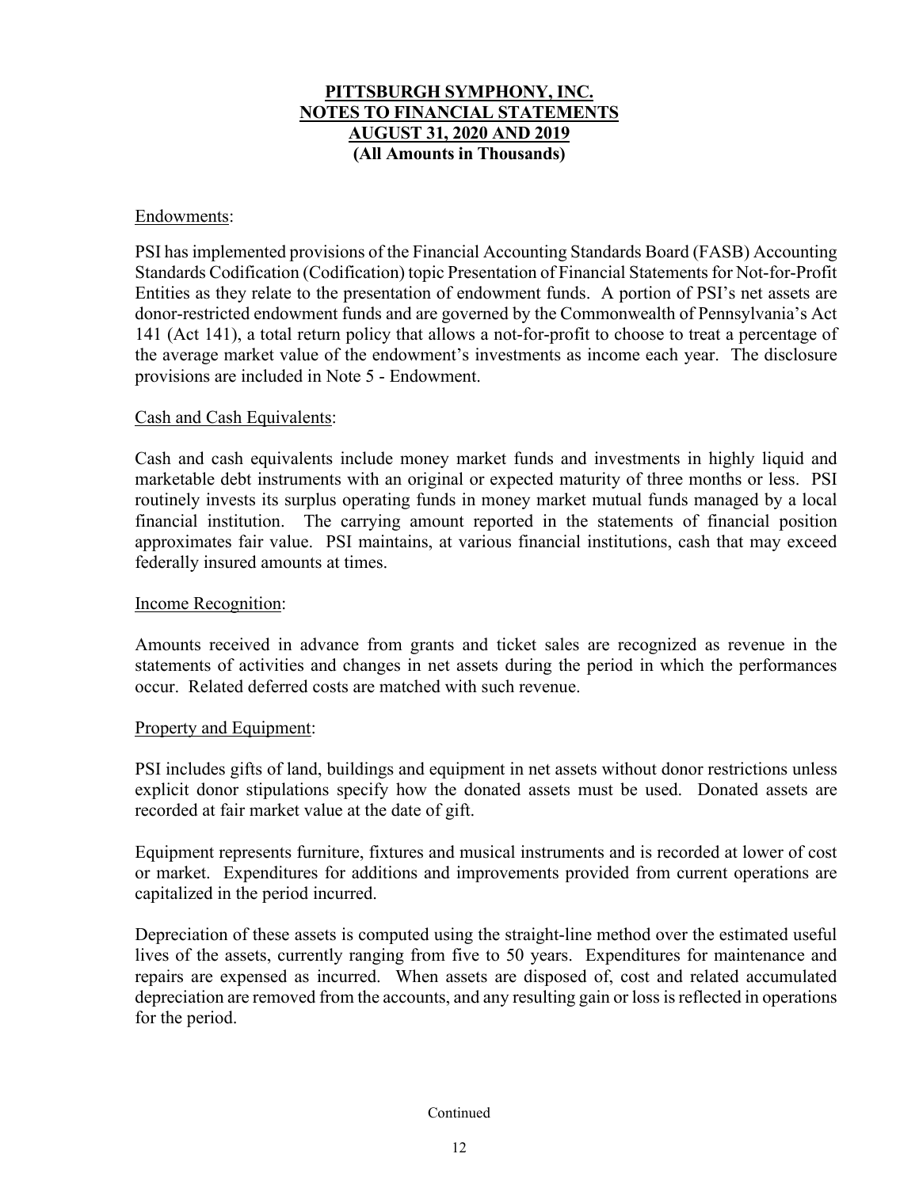Endowments:

PSI has implemented provisions of the Financial Accounting Standards Board (FASB) Accounting Standards Codification (Codification) topic Presentation of Financial Statements for Not-for-Profit Entities as they relate to the presentation of endowment funds. A portion of PSI's net assets are donor-restricted endowment funds and are governed by the Commonwealth of Pennsylvania's Act 141 (Act 141), a total return policy that allows a not-for-profit to choose to treat a percentage of the average market value of the endowment's investments as income each year. The disclosure provisions are included in Note 5 - Endowment.

Cash and Cash Equivalents:

Cash and cash equivalents include money market funds and investments in highly liquid and marketable debt instruments with an original or expected maturity of three months or less. PSI routinely invests its surplus operating funds in money market mutual funds managed by a local financial institution. The carrying amount reported in the statements of financial position approximates fair value. PSI maintains, at various financial institutions, cash that may exceed federally insured amounts at times.

Income Recognition:

Amounts received in advance from grants and ticket sales are recognized as revenue in the statements of activities and changes in net assets during the period in which the performances occur. Related deferred costs are matched with such revenue.

Property and Equipment:

PSI includes gifts of land, buildings and equipment in net assets without donor restrictions unless explicit donor stipulations specify how the donated assets must be used. Donated assets are recorded at fair market value at the date of gift.

Equipment represents furniture, fixtures and musical instruments and is recorded at lower of cost or market. Expenditures for additions and improvements provided from current operations are capitalized in the period incurred.

Depreciation of these assets is computed using the straight-line method over the estimated useful lives of the assets, currently ranging from five to 50 years. Expenditures for maintenance and repairs are expensed as incurred. When assets are disposed of, cost and related accumulated depreciation are removed from the accounts, and any resulting gain or loss is reflected in operations for the period.

Continued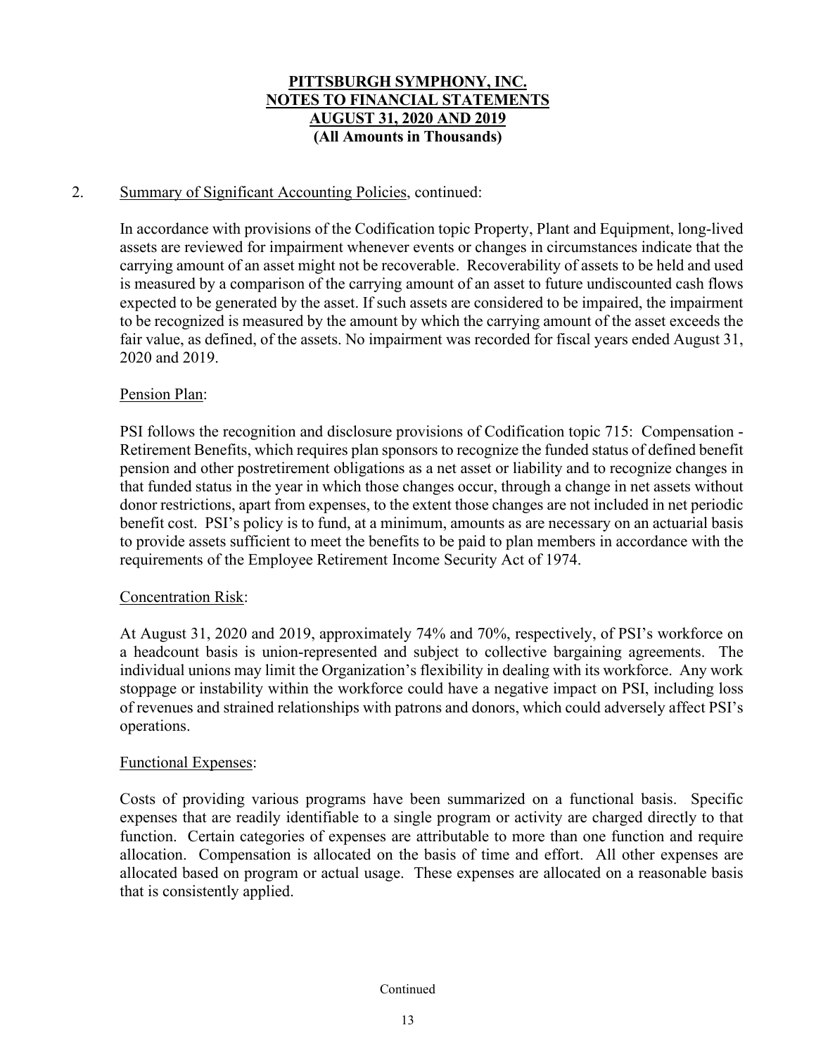**PITTSBURGH SYMPHONY, INC.**
**NOTES TO FINANCIAL STATEMENTS**
**AUGUST 31, 2020 AND 2019**
**(All Amounts in Thousands)**

2. Summary of Significant Accounting Policies, continued:

In accordance with provisions of the Codification topic Property, Plant and Equipment, long-lived assets are reviewed for impairment whenever events or changes in circumstances indicate that the carrying amount of an asset might not be recoverable. Recoverability of assets to be held and used is measured by a comparison of the carrying amount of an asset to future undiscounted cash flows expected to be generated by the asset. If such assets are considered to be impaired, the impairment to be recognized is measured by the amount by which the carrying amount of the asset exceeds the fair value, as defined, of the assets. No impairment was recorded for fiscal years ended August 31, 2020 and 2019.

Pension Plan:

PSI follows the recognition and disclosure provisions of Codification topic 715: Compensation - Retirement Benefits, which requires plan sponsors to recognize the funded status of defined benefit pension and other postretirement obligations as a net asset or liability and to recognize changes in that funded status in the year in which those changes occur, through a change in net assets without donor restrictions, apart from expenses, to the extent those changes are not included in net periodic benefit cost. PSI's policy is to fund, at a minimum, amounts as are necessary on an actuarial basis to provide assets sufficient to meet the benefits to be paid to plan members in accordance with the requirements of the Employee Retirement Income Security Act of 1974.

Concentration Risk:

At August 31, 2020 and 2019, approximately 74% and 70%, respectively, of PSI's workforce on a headcount basis is union-represented and subject to collective bargaining agreements. The individual unions may limit the Organization's flexibility in dealing with its workforce. Any work stoppage or instability within the workforce could have a negative impact on PSI, including loss of revenues and strained relationships with patrons and donors, which could adversely affect PSI's operations.

Functional Expenses:

Costs of providing various programs have been summarized on a functional basis. Specific expenses that are readily identifiable to a single program or activity are charged directly to that function. Certain categories of expenses are attributable to more than one function and require allocation. Compensation is allocated on the basis of time and effort. All other expenses are allocated based on program or actual usage. These expenses are allocated on a reasonable basis that is consistently applied.

Continued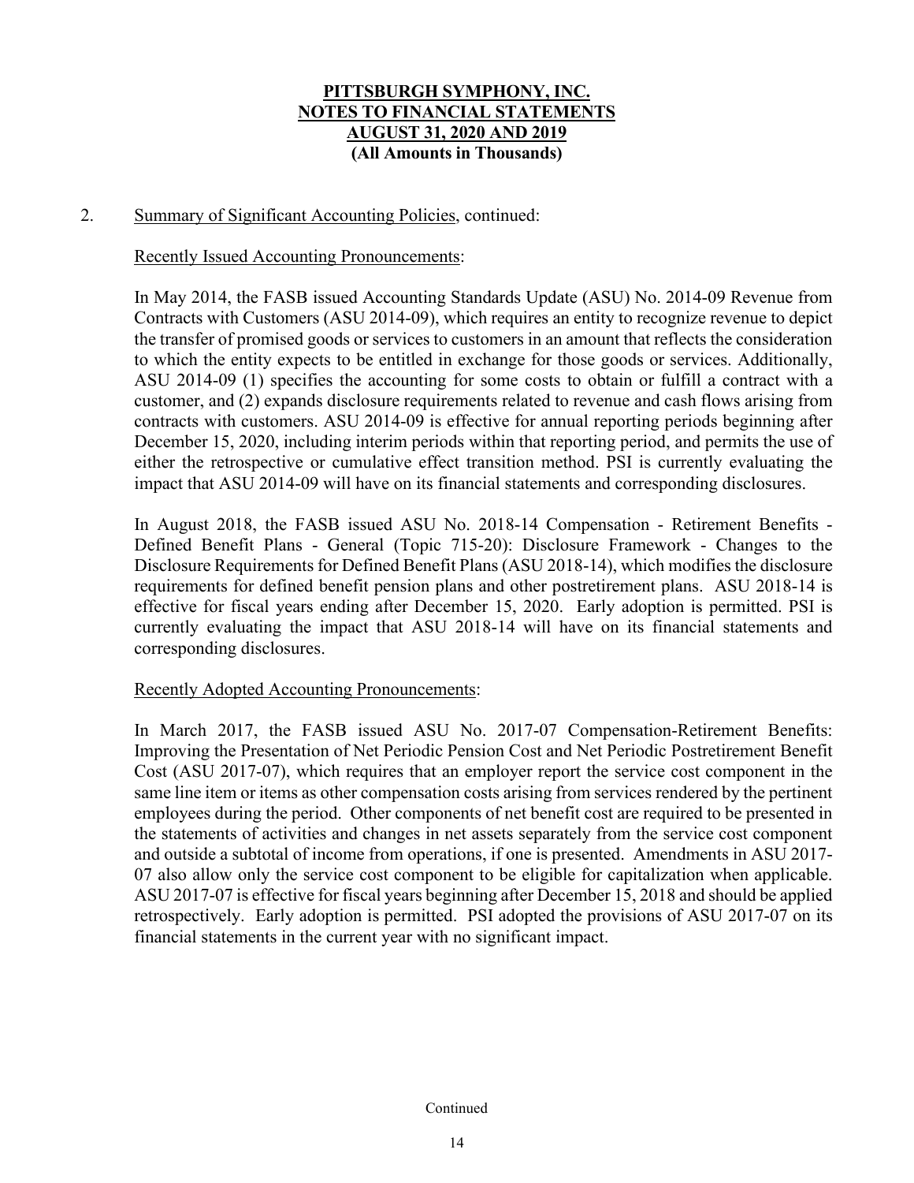# PITTSBURGH SYMPHONY, INC.
# NOTES TO FINANCIAL STATEMENTS
# AUGUST 31, 2020 AND 2019
## (All Amounts in Thousands)

2. Summary of Significant Accounting Policies, continued:

Recently Issued Accounting Pronouncements:

In May 2014, the FASB issued Accounting Standards Update (ASU) No. 2014-09 Revenue from Contracts with Customers (ASU 2014-09), which requires an entity to recognize revenue to depict the transfer of promised goods or services to customers in an amount that reflects the consideration to which the entity expects to be entitled in exchange for those goods or services. Additionally, ASU 2014-09 (1) specifies the accounting for some costs to obtain or fulfill a contract with a customer, and (2) expands disclosure requirements related to revenue and cash flows arising from contracts with customers. ASU 2014-09 is effective for annual reporting periods beginning after December 15, 2020, including interim periods within that reporting period, and permits the use of either the retrospective or cumulative effect transition method. PSI is currently evaluating the impact that ASU 2014-09 will have on its financial statements and corresponding disclosures.

In August 2018, the FASB issued ASU No. 2018-14 Compensation - Retirement Benefits - Defined Benefit Plans - General (Topic 715-20): Disclosure Framework - Changes to the Disclosure Requirements for Defined Benefit Plans (ASU 2018-14), which modifies the disclosure requirements for defined benefit pension plans and other postretirement plans. ASU 2018-14 is effective for fiscal years ending after December 15, 2020. Early adoption is permitted. PSI is currently evaluating the impact that ASU 2018-14 will have on its financial statements and corresponding disclosures.

Recently Adopted Accounting Pronouncements:

In March 2017, the FASB issued ASU No. 2017-07 Compensation-Retirement Benefits: Improving the Presentation of Net Periodic Pension Cost and Net Periodic Postretirement Benefit Cost (ASU 2017-07), which requires that an employer report the service cost component in the same line item or items as other compensation costs arising from services rendered by the pertinent employees during the period. Other components of net benefit cost are required to be presented in the statements of activities and changes in net assets separately from the service cost component and outside a subtotal of income from operations, if one is presented. Amendments in ASU 2017-07 also allow only the service cost component to be eligible for capitalization when applicable. ASU 2017-07 is effective for fiscal years beginning after December 15, 2018 and should be applied retrospectively. Early adoption is permitted. PSI adopted the provisions of ASU 2017-07 on its financial statements in the current year with no significant impact.

Continued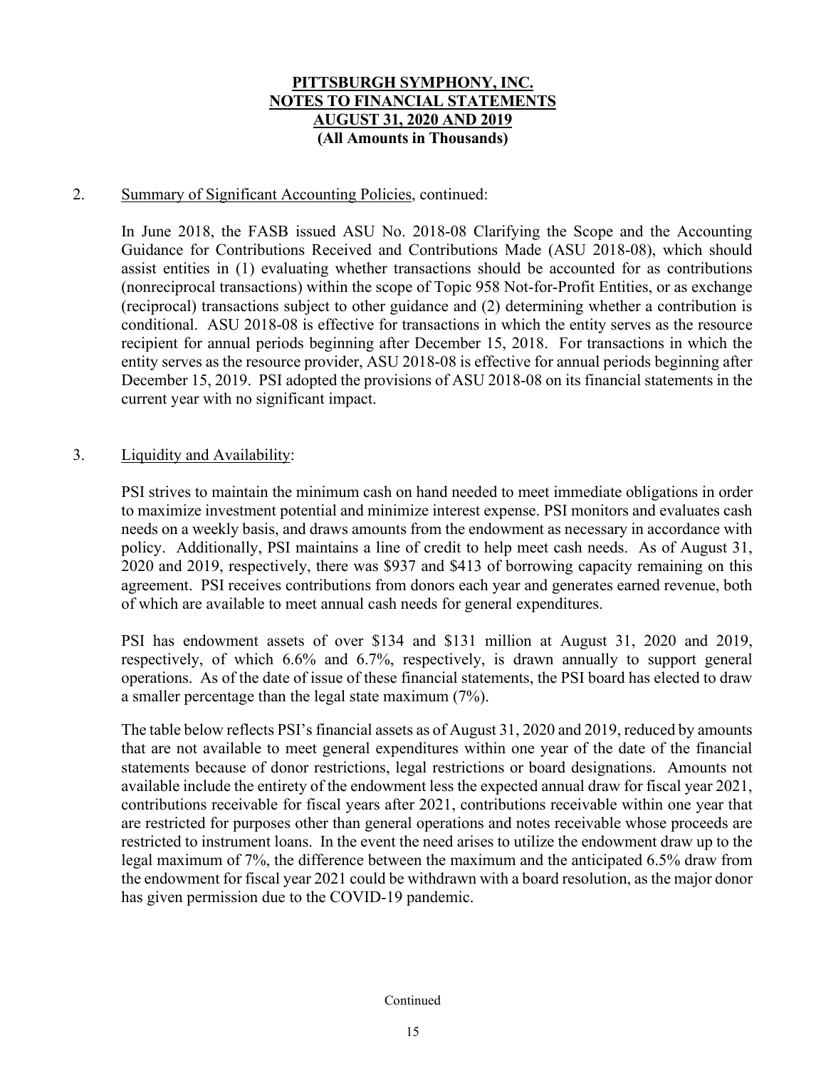**PITTSBURGH SYMPHONY, INC.**
**NOTES TO FINANCIAL STATEMENTS**
**AUGUST 31, 2020 AND 2019**
**(All Amounts in Thousands)**

2. Summary of Significant Accounting Policies, continued:

In June 2018, the FASB issued ASU No. 2018-08 Clarifying the Scope and the Accounting Guidance for Contributions Received and Contributions Made (ASU 2018-08), which should assist entities in (1) evaluating whether transactions should be accounted for as contributions (nonreciprocal transactions) within the scope of Topic 958 Not-for-Profit Entities, or as exchange (reciprocal) transactions subject to other guidance and (2) determining whether a contribution is conditional. ASU 2018-08 is effective for transactions in which the entity serves as the resource recipient for annual periods beginning after December 15, 2018. For transactions in which the entity serves as the resource provider, ASU 2018-08 is effective for annual periods beginning after December 15, 2019. PSI adopted the provisions of ASU 2018-08 on its financial statements in the current year with no significant impact.

3. Liquidity and Availability:

PSI strives to maintain the minimum cash on hand needed to meet immediate obligations in order to maximize investment potential and minimize interest expense. PSI monitors and evaluates cash needs on a weekly basis, and draws amounts from the endowment as necessary in accordance with policy. Additionally, PSI maintains a line of credit to help meet cash needs. As of August 31, 2020 and 2019, respectively, there was $937 and $413 of borrowing capacity remaining on this agreement. PSI receives contributions from donors each year and generates earned revenue, both of which are available to meet annual cash needs for general expenditures.

PSI has endowment assets of over $134 and $131 million at August 31, 2020 and 2019, respectively, of which 6.6% and 6.7%, respectively, is drawn annually to support general operations. As of the date of issue of these financial statements, the PSI board has elected to draw a smaller percentage than the legal state maximum (7%).

The table below reflects PSI's financial assets as of August 31, 2020 and 2019, reduced by amounts that are not available to meet general expenditures within one year of the date of the financial statements because of donor restrictions, legal restrictions or board designations. Amounts not available include the entirety of the endowment less the expected annual draw for fiscal year 2021, contributions receivable for fiscal years after 2021, contributions receivable within one year that are restricted for purposes other than general operations and notes receivable whose proceeds are restricted to instrument loans. In the event the need arises to utilize the endowment draw up to the legal maximum of 7%, the difference between the maximum and the anticipated 6.5% draw from the endowment for fiscal year 2021 could be withdrawn with a board resolution, as the major donor has given permission due to the COVID-19 pandemic.

Continued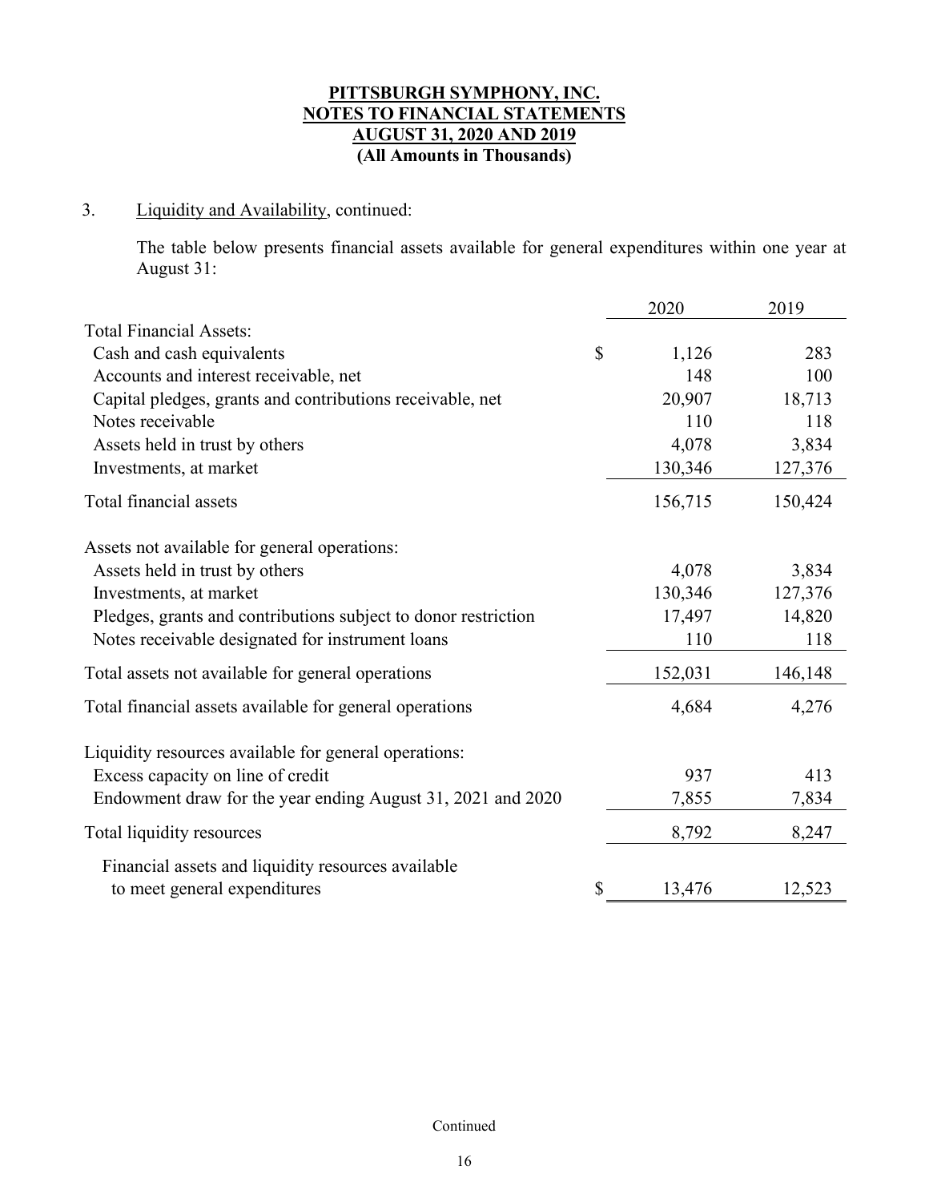**PITTSBURGH SYMPHONY, INC.**
**NOTES TO FINANCIAL STATEMENTS**
**AUGUST 31, 2020 AND 2019**
**(All Amounts in Thousands)**

3. Liquidity and Availability, continued:

The table below presents financial assets available for general expenditures within one year at August 31:

| | 2020 | 2019 |
|---|---|---|
| Total Financial Assets: | | |
| Cash and cash equivalents | $ 1,126 | 283 |
| Accounts and interest receivable, net | 148 | 100 |
| Capital pledges, grants and contributions receivable, net | 20,907 | 18,713 |
| Notes receivable | 110 | 118 |
| Assets held in trust by others | 4,078 | 3,834 |
| Investments, at market | 130,346 | 127,376 |
| Total financial assets | 156,715 | 150,424 |
| Assets not available for general operations: | | |
| Assets held in trust by others | 4,078 | 3,834 |
| Investments, at market | 130,346 | 127,376 |
| Pledges, grants and contributions subject to donor restriction | 17,497 | 14,820 |
| Notes receivable designated for instrument loans | 110 | 118 |
| Total assets not available for general operations | 152,031 | 146,148 |
| Total financial assets available for general operations | 4,684 | 4,276 |
| Liquidity resources available for general operations: | | |
| Excess capacity on line of credit | 937 | 413 |
| Endowment draw for the year ending August 31, 2021 and 2020 | 7,855 | 7,834 |
| Total liquidity resources | 8,792 | 8,247 |
| Financial assets and liquidity resources available to meet general expenditures | $ 13,476 | 12,523 |

Continued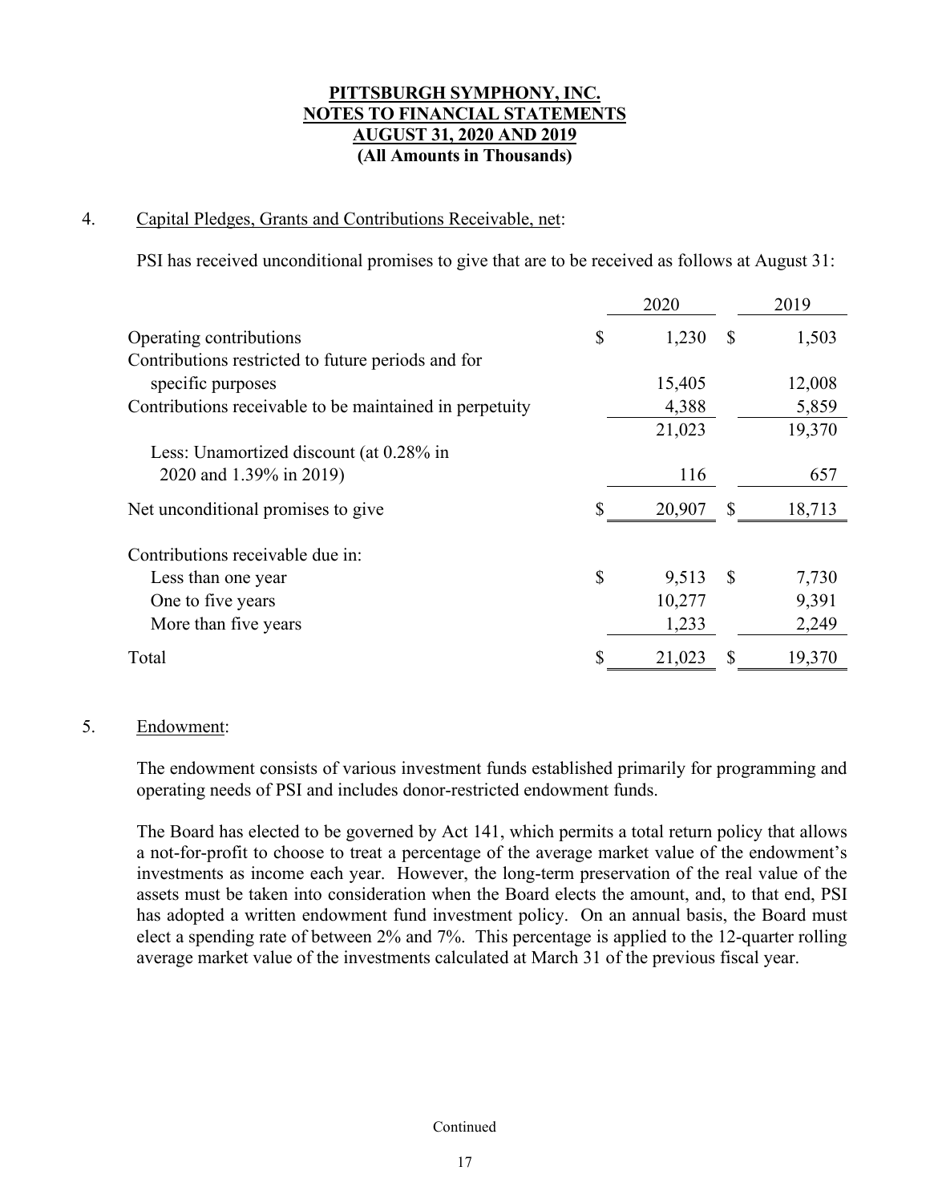**PITTSBURGH SYMPHONY, INC.**
**NOTES TO FINANCIAL STATEMENTS**
**AUGUST 31, 2020 AND 2019**
**(All Amounts in Thousands)**

4. Capital Pledges, Grants and Contributions Receivable, net:

PSI has received unconditional promises to give that are to be received as follows at August 31:

| | 2020 | 2019 |
|---|---|---|
| Operating contributions | $ 1,230 | $ 1,503 |
| Contributions restricted to future periods and for specific purposes | 15,405 | 12,008 |
| Contributions receivable to be maintained in perpetuity | 4,388 | 5,859 |
| | 21,023 | 19,370 |
| Less: Unamortized discount (at 0.28% in 2020 and 1.39% in 2019) | 116 | 657 |
| Net unconditional promises to give | $ 20,907 | $ 18,713 |
| Contributions receivable due in: | | |
| Less than one year | $ 9,513 | $ 7,730 |
| One to five years | 10,277 | 9,391 |
| More than five years | 1,233 | 2,249 |
| Total | $ 21,023 | $ 19,370 |

5. Endowment:

The endowment consists of various investment funds established primarily for programming and operating needs of PSI and includes donor-restricted endowment funds.

The Board has elected to be governed by Act 141, which permits a total return policy that allows a not-for-profit to choose to treat a percentage of the average market value of the endowment's investments as income each year. However, the long-term preservation of the real value of the assets must be taken into consideration when the Board elects the amount, and, to that end, PSI has adopted a written endowment fund investment policy. On an annual basis, the Board must elect a spending rate of between 2% and 7%. This percentage is applied to the 12-quarter rolling average market value of the investments calculated at March 31 of the previous fiscal year.

Continued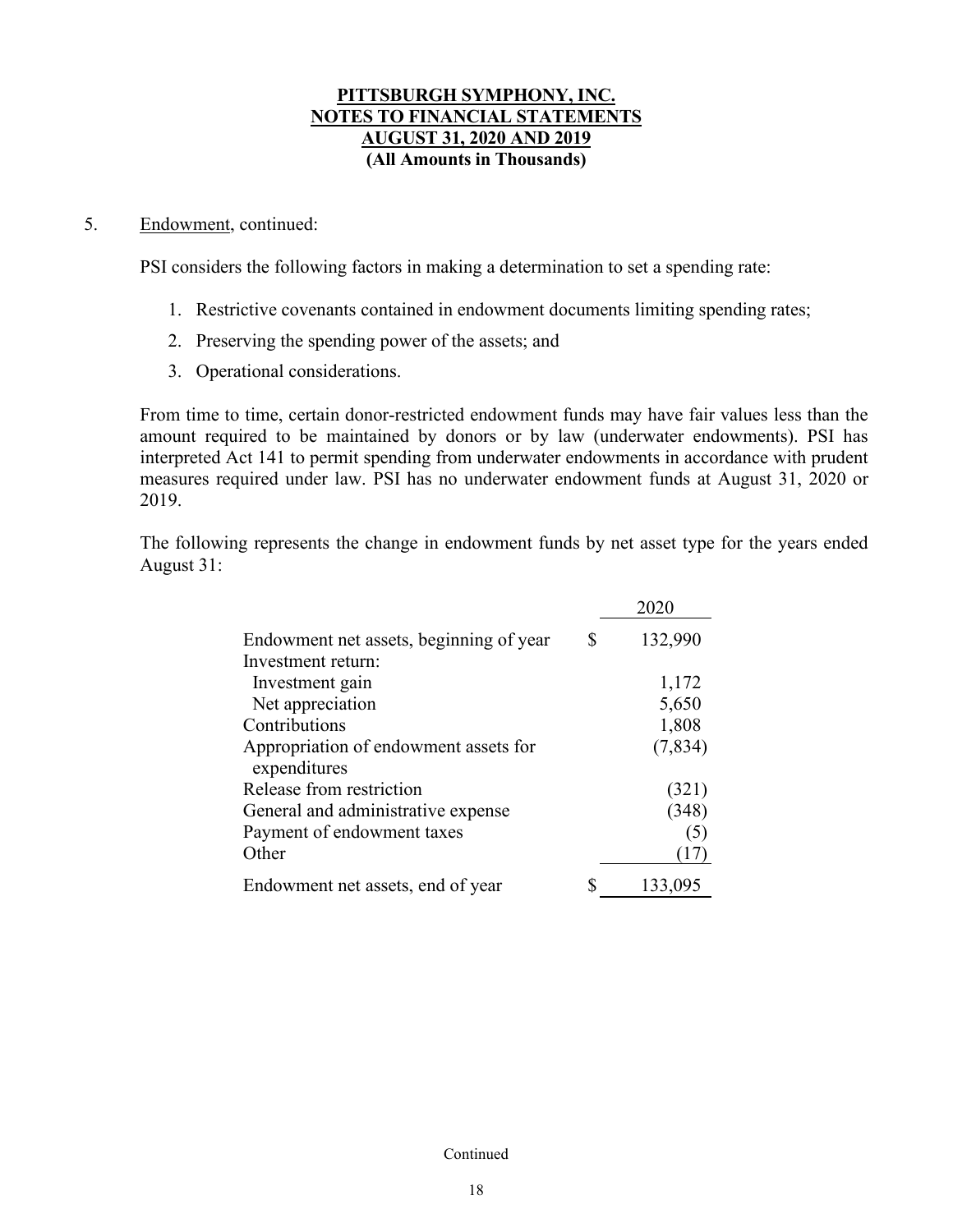# PITTSBURGH SYMPHONY, INC.
## NOTES TO FINANCIAL STATEMENTS
## AUGUST 31, 2020 AND 2019
### (All Amounts in Thousands)

5. Endowment, continued:

PSI considers the following factors in making a determination to set a spending rate:

1. Restrictive covenants contained in endowment documents limiting spending rates;
2. Preserving the spending power of the assets; and
3. Operational considerations.

From time to time, certain donor-restricted endowment funds may have fair values less than the amount required to be maintained by donors or by law (underwater endowments). PSI has interpreted Act 141 to permit spending from underwater endowments in accordance with prudent measures required under law. PSI has no underwater endowment funds at August 31, 2020 or 2019.

The following represents the change in endowment funds by net asset type for the years ended August 31:

| | 2020 |
|---|---|
| Endowment net assets, beginning of year | $ 132,990 |
| Investment return: | |
| Investment gain | 1,172 |
| Net appreciation | 5,650 |
| Contributions | 1,808 |
| Appropriation of endowment assets for expenditures | (7,834) |
| Release from restriction | (321) |
| General and administrative expense | (348) |
| Payment of endowment taxes | (5) |
| Other | (17) |
| Endowment net assets, end of year | $ 133,095 |

Continued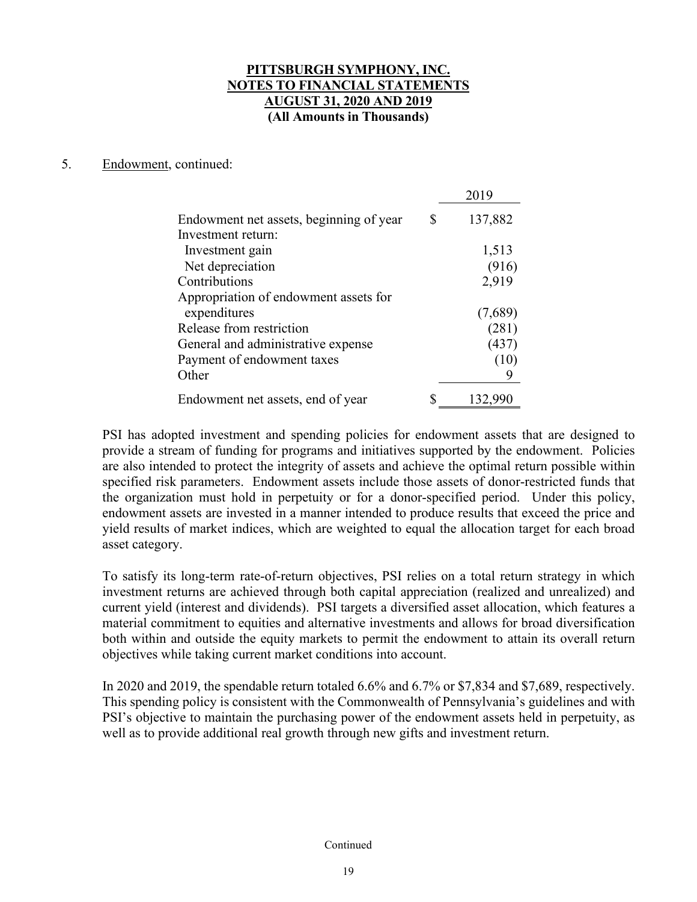**PITTSBURGH SYMPHONY, INC.**
**NOTES TO FINANCIAL STATEMENTS**
**AUGUST 31, 2020 AND 2019**
**(All Amounts in Thousands)**

5. Endowment, continued:

| | | 2019 |
|---|---|---|
| Endowment net assets, beginning of year | $ | 137,882 |
| Investment return: | | |
| Investment gain | | 1,513 |
| Net depreciation | | (916) |
| Contributions | | 2,919 |
| Appropriation of endowment assets for expenditures | | (7,689) |
| Release from restriction | | (281) |
| General and administrative expense | | (437) |
| Payment of endowment taxes | | (10) |
| Other | | 9 |
| Endowment net assets, end of year | $ | 132,990 |

PSI has adopted investment and spending policies for endowment assets that are designed to provide a stream of funding for programs and initiatives supported by the endowment. Policies are also intended to protect the integrity of assets and achieve the optimal return possible within specified risk parameters. Endowment assets include those assets of donor-restricted funds that the organization must hold in perpetuity or for a donor-specified period. Under this policy, endowment assets are invested in a manner intended to produce results that exceed the price and yield results of market indices, which are weighted to equal the allocation target for each broad asset category.

To satisfy its long-term rate-of-return objectives, PSI relies on a total return strategy in which investment returns are achieved through both capital appreciation (realized and unrealized) and current yield (interest and dividends). PSI targets a diversified asset allocation, which features a material commitment to equities and alternative investments and allows for broad diversification both within and outside the equity markets to permit the endowment to attain its overall return objectives while taking current market conditions into account.

In 2020 and 2019, the spendable return totaled 6.6% and 6.7% or $7,834 and $7,689, respectively. This spending policy is consistent with the Commonwealth of Pennsylvania's guidelines and with PSI's objective to maintain the purchasing power of the endowment assets held in perpetuity, as well as to provide additional real growth through new gifts and investment return.

Continued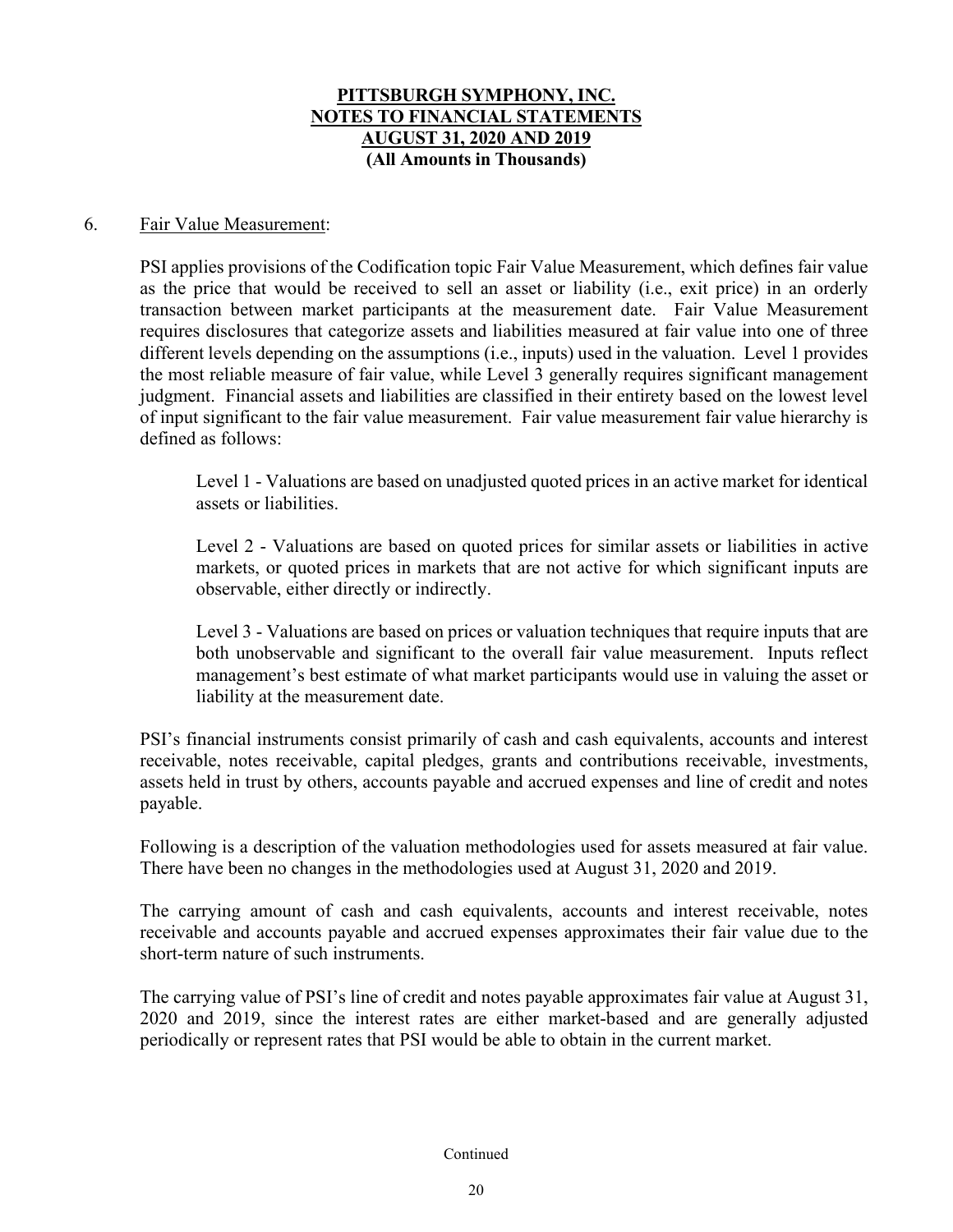**PITTSBURGH SYMPHONY, INC.**
**NOTES TO FINANCIAL STATEMENTS**
**AUGUST 31, 2020 AND 2019**
**(All Amounts in Thousands)**

6. Fair Value Measurement:

PSI applies provisions of the Codification topic Fair Value Measurement, which defines fair value as the price that would be received to sell an asset or liability (i.e., exit price) in an orderly transaction between market participants at the measurement date. Fair Value Measurement requires disclosures that categorize assets and liabilities measured at fair value into one of three different levels depending on the assumptions (i.e., inputs) used in the valuation. Level 1 provides the most reliable measure of fair value, while Level 3 generally requires significant management judgment. Financial assets and liabilities are classified in their entirety based on the lowest level of input significant to the fair value measurement. Fair value measurement fair value hierarchy is defined as follows:

Level 1 - Valuations are based on unadjusted quoted prices in an active market for identical assets or liabilities.

Level 2 - Valuations are based on quoted prices for similar assets or liabilities in active markets, or quoted prices in markets that are not active for which significant inputs are observable, either directly or indirectly.

Level 3 - Valuations are based on prices or valuation techniques that require inputs that are both unobservable and significant to the overall fair value measurement. Inputs reflect management's best estimate of what market participants would use in valuing the asset or liability at the measurement date.

PSI's financial instruments consist primarily of cash and cash equivalents, accounts and interest receivable, notes receivable, capital pledges, grants and contributions receivable, investments, assets held in trust by others, accounts payable and accrued expenses and line of credit and notes payable.

Following is a description of the valuation methodologies used for assets measured at fair value. There have been no changes in the methodologies used at August 31, 2020 and 2019.

The carrying amount of cash and cash equivalents, accounts and interest receivable, notes receivable and accounts payable and accrued expenses approximates their fair value due to the short-term nature of such instruments.

The carrying value of PSI's line of credit and notes payable approximates fair value at August 31, 2020 and 2019, since the interest rates are either market-based and are generally adjusted periodically or represent rates that PSI would be able to obtain in the current market.

Continued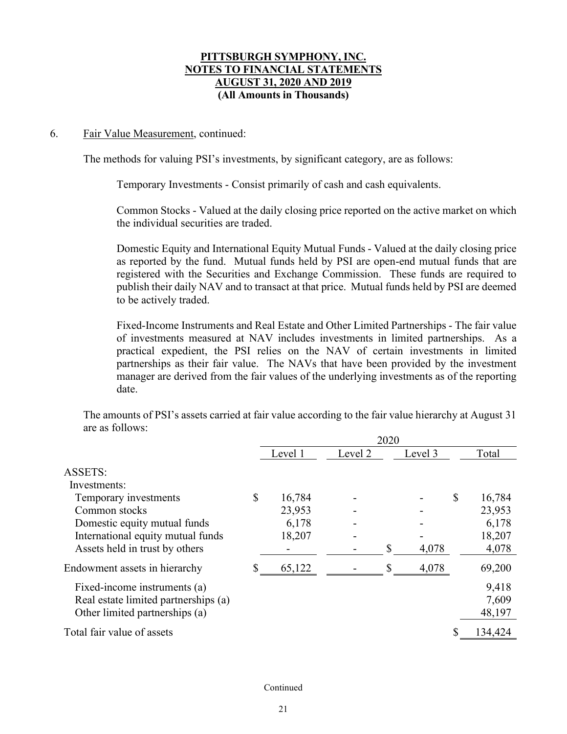**PITTSBURGH SYMPHONY, INC.**
**NOTES TO FINANCIAL STATEMENTS**
**AUGUST 31, 2020 AND 2019**
**(All Amounts in Thousands)**

6. Fair Value Measurement, continued:

The methods for valuing PSI's investments, by significant category, are as follows:

Temporary Investments - Consist primarily of cash and cash equivalents.

Common Stocks - Valued at the daily closing price reported on the active market on which the individual securities are traded.

Domestic Equity and International Equity Mutual Funds - Valued at the daily closing price as reported by the fund. Mutual funds held by PSI are open-end mutual funds that are registered with the Securities and Exchange Commission. These funds are required to publish their daily NAV and to transact at that price. Mutual funds held by PSI are deemed to be actively traded.

Fixed-Income Instruments and Real Estate and Other Limited Partnerships - The fair value of investments measured at NAV includes investments in limited partnerships. As a practical expedient, the PSI relies on the NAV of certain investments in limited partnerships as their fair value. The NAVs that have been provided by the investment manager are derived from the fair values of the underlying investments as of the reporting date.

The amounts of PSI's assets carried at fair value according to the fair value hierarchy at August 31 are as follows:

| | 2020 | | | |
|---|---|---|---|---|
| | Level 1 | Level 2 | Level 3 | Total |
| ASSETS: | | | | |
| Investments: | | | | |
| Temporary investments | $ 16,784 | - | - | $ 16,784 |
| Common stocks | 23,953 | - | - | 23,953 |
| Domestic equity mutual funds | 6,178 | - | - | 6,178 |
| International equity mutual funds | 18,207 | - | - | 18,207 |
| Assets held in trust by others | - | - | $ 4,078 | 4,078 |
| Endowment assets in hierarchy | $ 65,122 | - | $ 4,078 | 69,200 |
| Fixed-income instruments (a) | | | | 9,418 |
| Real estate limited partnerships (a) | | | | 7,609 |
| Other limited partnerships (a) | | | | 48,197 |
| Total fair value of assets | | | | $ 134,424 |

Continued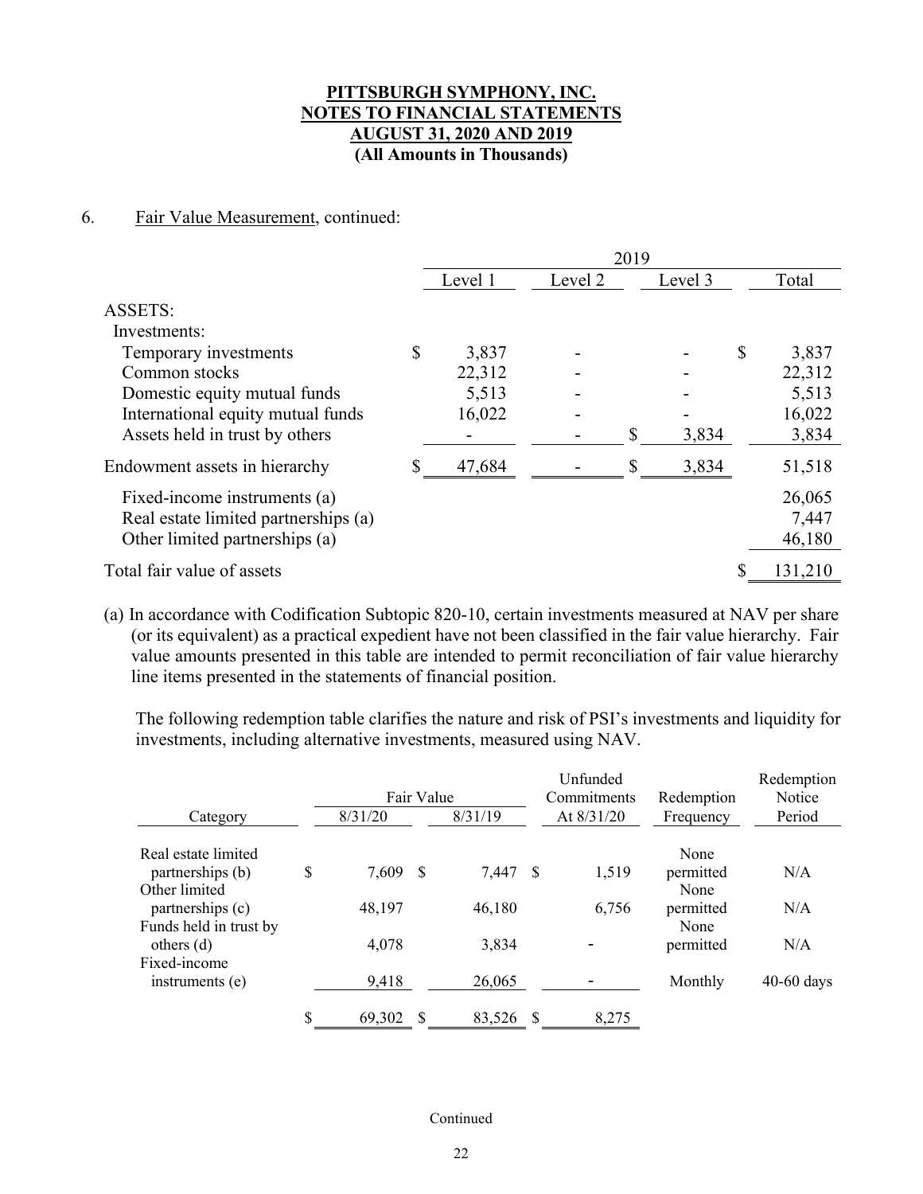**PITTSBURGH SYMPHONY, INC.**
**NOTES TO FINANCIAL STATEMENTS**
**AUGUST 31, 2020 AND 2019**
**(All Amounts in Thousands)**

6. Fair Value Measurement, continued:

| | 2019 | | | |
|---|---|---|---|---|
| | Level 1 | Level 2 | Level 3 | Total |
| ASSETS: | | | | |
| Investments: | | | | |
| Temporary investments | $ 3,837 | - | - | $ 3,837 |
| Common stocks | 22,312 | - | - | 22,312 |
| Domestic equity mutual funds | 5,513 | - | - | 5,513 |
| International equity mutual funds | 16,022 | - | - | 16,022 |
| Assets held in trust by others | - | - | $ 3,834 | 3,834 |
| Endowment assets in hierarchy | $ 47,684 | - | $ 3,834 | 51,518 |
| Fixed-income instruments (a) | | | | 26,065 |
| Real estate limited partnerships (a) | | | | 7,447 |
| Other limited partnerships (a) | | | | 46,180 |
| Total fair value of assets | | | | $ 131,210 |

(a) In accordance with Codification Subtopic 820-10, certain investments measured at NAV per share (or its equivalent) as a practical expedient have not been classified in the fair value hierarchy. Fair value amounts presented in this table are intended to permit reconciliation of fair value hierarchy line items presented in the statements of financial position.

The following redemption table clarifies the nature and risk of PSI's investments and liquidity for investments, including alternative investments, measured using NAV.

| Category | Fair Value 8/31/20 | Fair Value 8/31/19 | Unfunded Commitments At 8/31/20 | Redemption Frequency | Redemption Notice Period |
|---|---|---|---|---|---|
| Real estate limited partnerships (b) | $ 7,609 | $ 7,447 | $ 1,519 | None permitted | N/A |
| Other limited partnerships (c) | 48,197 | 46,180 | 6,756 | None permitted | N/A |
| Funds held in trust by others (d) | 4,078 | 3,834 | - | None permitted | N/A |
| Fixed-income instruments (e) | 9,418 | 26,065 | - | Monthly | 40-60 days |
| | $ 69,302 | $ 83,526 | $ 8,275 | | |

Continued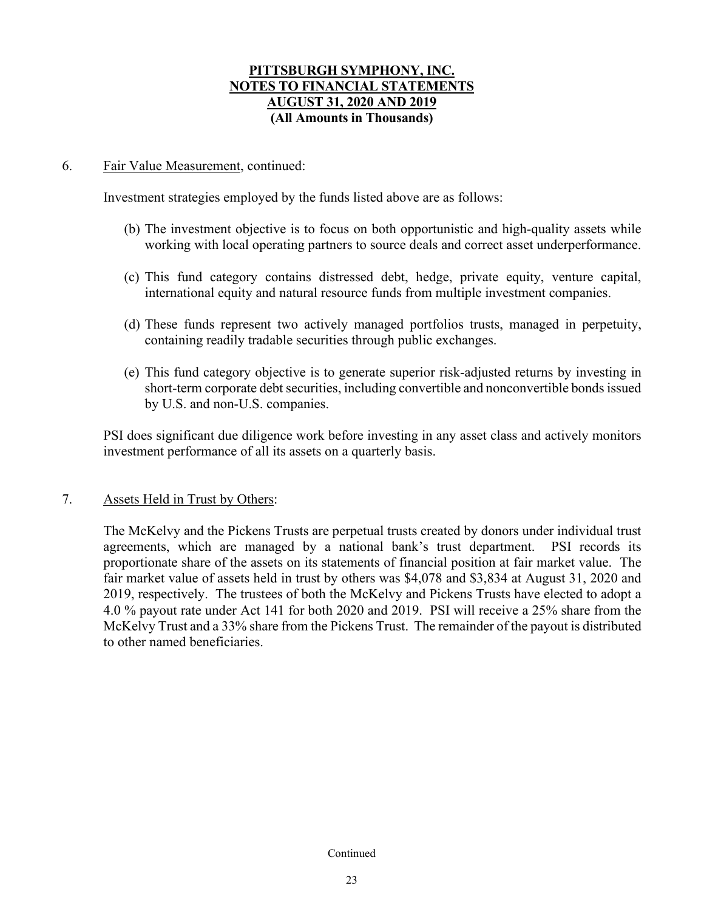6. Fair Value Measurement, continued:

Investment strategies employed by the funds listed above are as follows:

(b) The investment objective is to focus on both opportunistic and high-quality assets while working with local operating partners to source deals and correct asset underperformance.

(c) This fund category contains distressed debt, hedge, private equity, venture capital, international equity and natural resource funds from multiple investment companies.

(d) These funds represent two actively managed portfolios trusts, managed in perpetuity, containing readily tradable securities through public exchanges.

(e) This fund category objective is to generate superior risk-adjusted returns by investing in short-term corporate debt securities, including convertible and nonconvertible bonds issued by U.S. and non-U.S. companies.

PSI does significant due diligence work before investing in any asset class and actively monitors investment performance of all its assets on a quarterly basis.

7. Assets Held in Trust by Others:

The McKelvy and the Pickens Trusts are perpetual trusts created by donors under individual trust agreements, which are managed by a national bank's trust department. PSI records its proportionate share of the assets on its statements of financial position at fair market value. The fair market value of assets held in trust by others was $4,078 and $3,834 at August 31, 2020 and 2019, respectively. The trustees of both the McKelvy and Pickens Trusts have elected to adopt a 4.0 % payout rate under Act 141 for both 2020 and 2019. PSI will receive a 25% share from the McKelvy Trust and a 33% share from the Pickens Trust. The remainder of the payout is distributed to other named beneficiaries.

Continued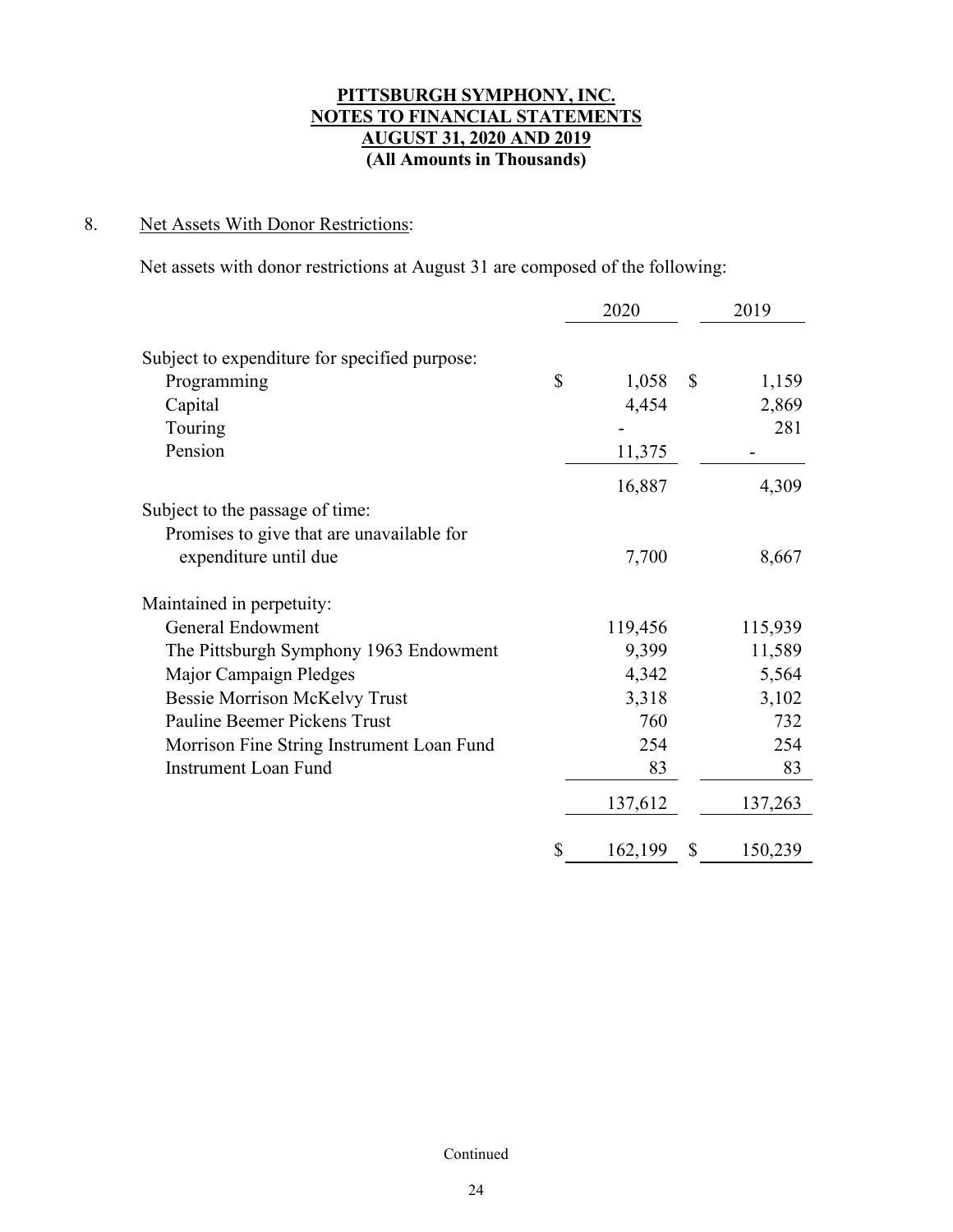**PITTSBURGH SYMPHONY, INC.**
**NOTES TO FINANCIAL STATEMENTS**
**AUGUST 31, 2020 AND 2019**
**(All Amounts in Thousands)**

8. Net Assets With Donor Restrictions:

Net assets with donor restrictions at August 31 are composed of the following:

| | 2020 | 2019 |
|---|---|---|
| Subject to expenditure for specified purpose: | | |
| Programming | $ 1,058 | $ 1,159 |
| Capital | 4,454 | 2,869 |
| Touring | - | 281 |
| Pension | 11,375 | - |
| | 16,887 | 4,309 |
| Subject to the passage of time: | | |
| Promises to give that are unavailable for expenditure until due | 7,700 | 8,667 |
| Maintained in perpetuity: | | |
| General Endowment | 119,456 | 115,939 |
| The Pittsburgh Symphony 1963 Endowment | 9,399 | 11,589 |
| Major Campaign Pledges | 4,342 | 5,564 |
| Bessie Morrison McKelvy Trust | 3,318 | 3,102 |
| Pauline Beemer Pickens Trust | 760 | 732 |
| Morrison Fine String Instrument Loan Fund | 254 | 254 |
| Instrument Loan Fund | 83 | 83 |
| | 137,612 | 137,263 |
| | $ 162,199 | $ 150,239 |

Continued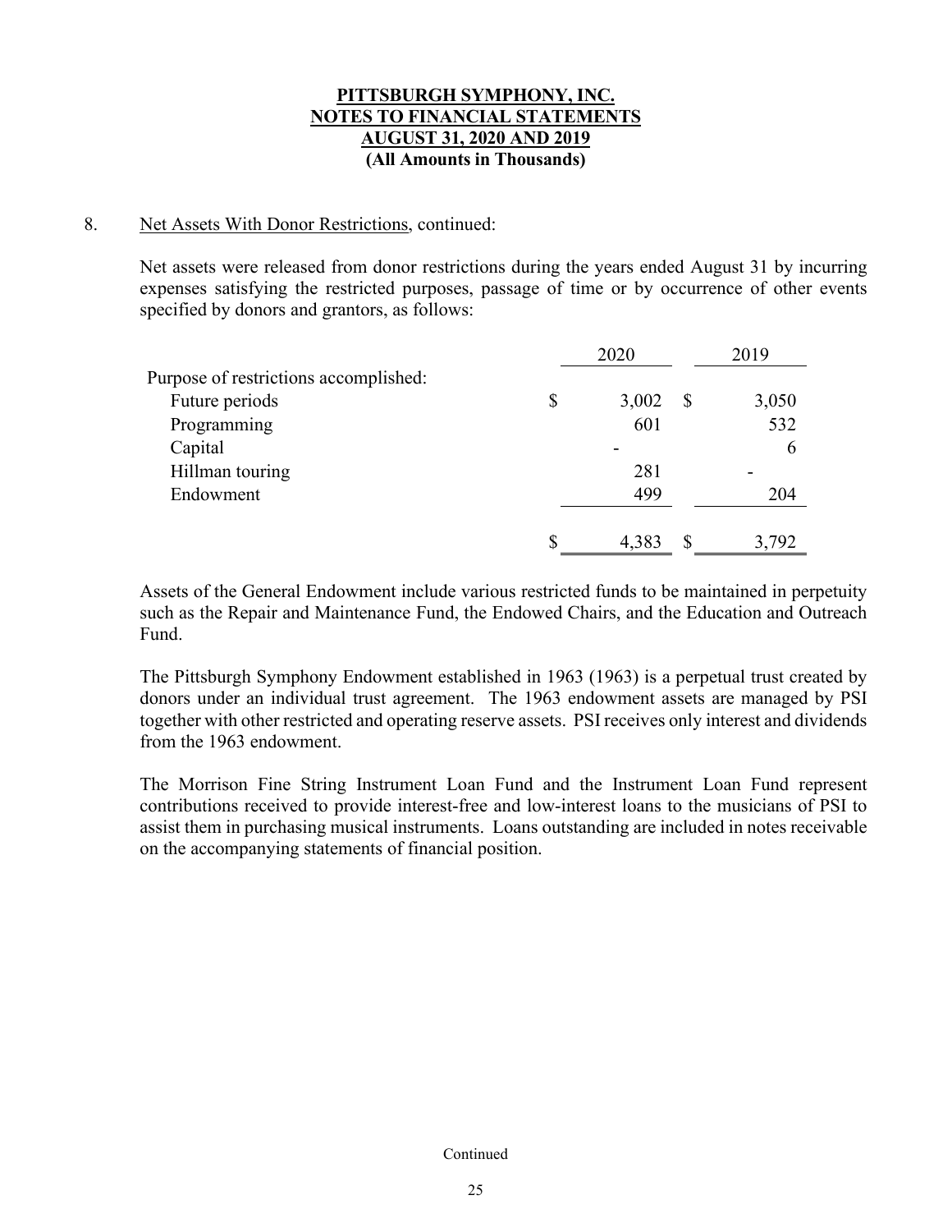8. Net Assets With Donor Restrictions, continued:

Net assets were released from donor restrictions during the years ended August 31 by incurring expenses satisfying the restricted purposes, passage of time or by occurrence of other events specified by donors and grantors, as follows:

| | 2020 | 2019 |
|---|---|---|
| Purpose of restrictions accomplished: | | |
| Future periods | $ 3,002 | $ 3,050 |
| Programming | 601 | 532 |
| Capital | - | 6 |
| Hillman touring | 281 | - |
| Endowment | 499 | 204 |
| | $ 4,383 | $ 3,792 |

Assets of the General Endowment include various restricted funds to be maintained in perpetuity such as the Repair and Maintenance Fund, the Endowed Chairs, and the Education and Outreach Fund.

The Pittsburgh Symphony Endowment established in 1963 (1963) is a perpetual trust created by donors under an individual trust agreement. The 1963 endowment assets are managed by PSI together with other restricted and operating reserve assets. PSI receives only interest and dividends from the 1963 endowment.

The Morrison Fine String Instrument Loan Fund and the Instrument Loan Fund represent contributions received to provide interest-free and low-interest loans to the musicians of PSI to assist them in purchasing musical instruments. Loans outstanding are included in notes receivable on the accompanying statements of financial position.

Continued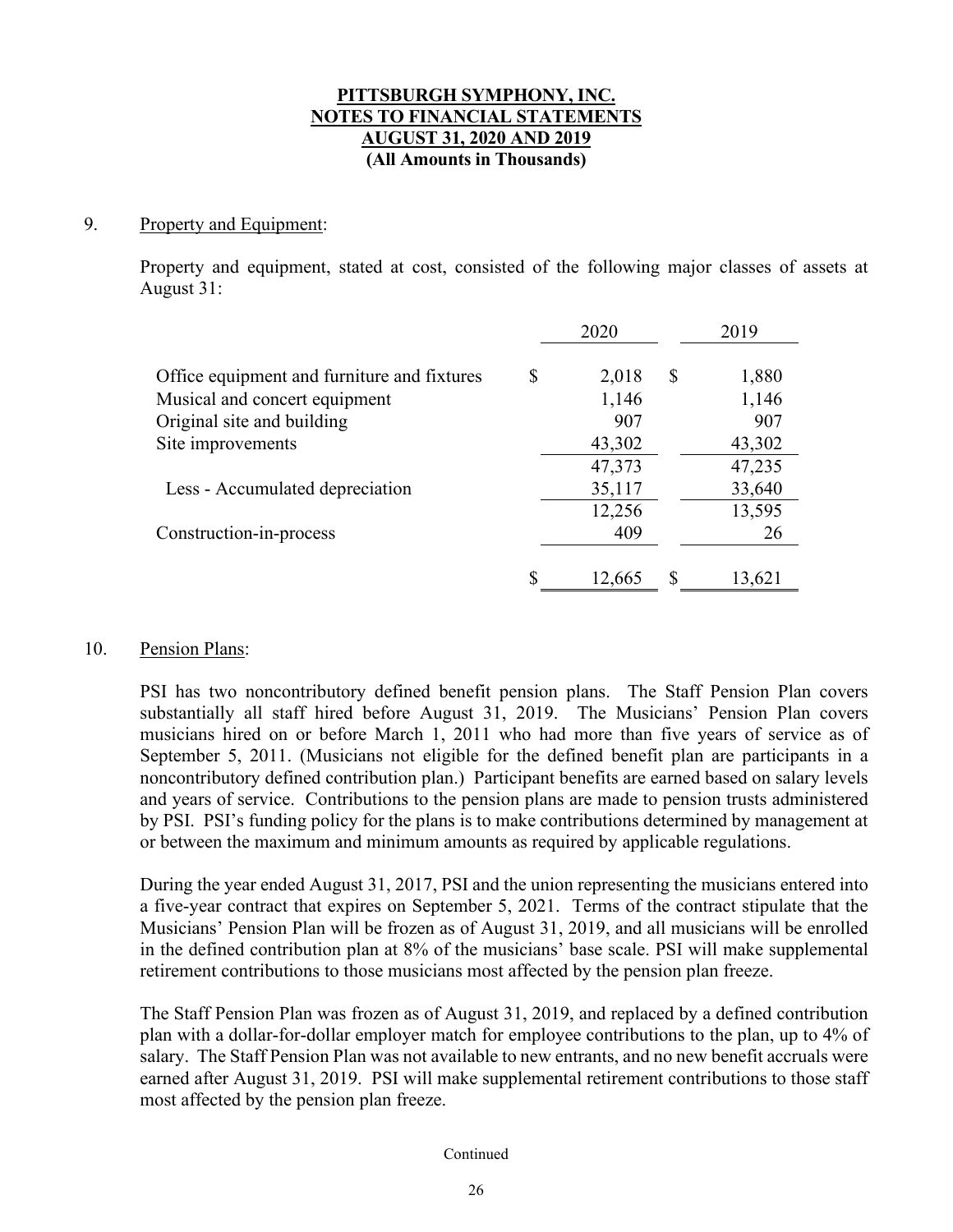**PITTSBURGH SYMPHONY, INC.**
**NOTES TO FINANCIAL STATEMENTS**
**AUGUST 31, 2020 AND 2019**
**(All Amounts in Thousands)**

9. Property and Equipment:

Property and equipment, stated at cost, consisted of the following major classes of assets at August 31:

| | 2020 | 2019 |
|---|---|---|
| Office equipment and furniture and fixtures | $ 2,018 | $ 1,880 |
| Musical and concert equipment | 1,146 | 1,146 |
| Original site and building | 907 | 907 |
| Site improvements | 43,302 | 43,302 |
| | 47,373 | 47,235 |
| Less - Accumulated depreciation | 35,117 | 33,640 |
| | 12,256 | 13,595 |
| Construction-in-process | 409 | 26 |
| | $ 12,665 | $ 13,621 |

10. Pension Plans:

PSI has two noncontributory defined benefit pension plans. The Staff Pension Plan covers substantially all staff hired before August 31, 2019. The Musicians' Pension Plan covers musicians hired on or before March 1, 2011 who had more than five years of service as of September 5, 2011. (Musicians not eligible for the defined benefit plan are participants in a noncontributory defined contribution plan.) Participant benefits are earned based on salary levels and years of service. Contributions to the pension plans are made to pension trusts administered by PSI. PSI's funding policy for the plans is to make contributions determined by management at or between the maximum and minimum amounts as required by applicable regulations.

During the year ended August 31, 2017, PSI and the union representing the musicians entered into a five-year contract that expires on September 5, 2021. Terms of the contract stipulate that the Musicians' Pension Plan will be frozen as of August 31, 2019, and all musicians will be enrolled in the defined contribution plan at 8% of the musicians' base scale. PSI will make supplemental retirement contributions to those musicians most affected by the pension plan freeze.

The Staff Pension Plan was frozen as of August 31, 2019, and replaced by a defined contribution plan with a dollar-for-dollar employer match for employee contributions to the plan, up to 4% of salary. The Staff Pension Plan was not available to new entrants, and no new benefit accruals were earned after August 31, 2019. PSI will make supplemental retirement contributions to those staff most affected by the pension plan freeze.

Continued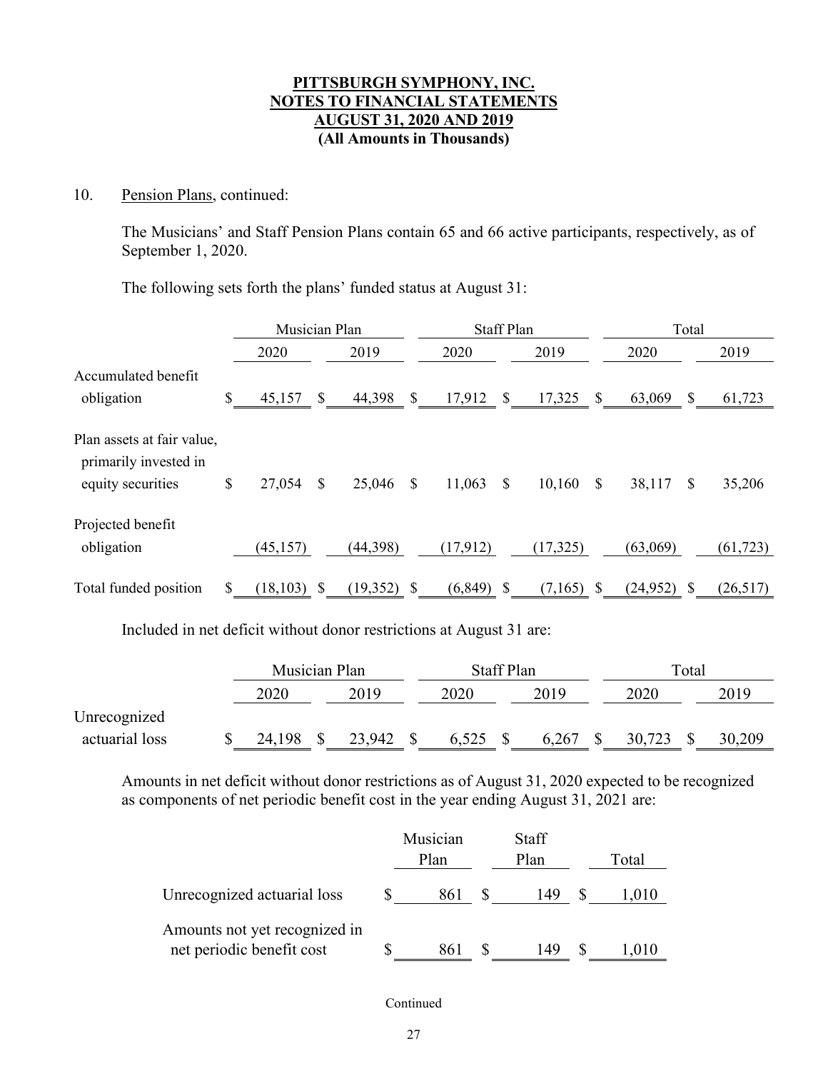**PITTSBURGH SYMPHONY, INC.**
**NOTES TO FINANCIAL STATEMENTS**
**AUGUST 31, 2020 AND 2019**
**(All Amounts in Thousands)**

10. Pension Plans, continued:

The Musicians' and Staff Pension Plans contain 65 and 66 active participants, respectively, as of September 1, 2020.

The following sets forth the plans' funded status at August 31:

| | Musician Plan | | Staff Plan | | Total | |
|---|---|---|---|---|---|---|
| | 2020 | 2019 | 2020 | 2019 | 2020 | 2019 |
| Accumulated benefit obligation | $ 45,157 | $ 44,398 | $ 17,912 | $ 17,325 | $ 63,069 | $ 61,723 |
| Plan assets at fair value, primarily invested in equity securities | $ 27,054 | $ 25,046 | $ 11,063 | $ 10,160 | $ 38,117 | $ 35,206 |
| Projected benefit obligation | (45,157) | (44,398) | (17,912) | (17,325) | (63,069) | (61,723) |
| Total funded position | $ (18,103) | $ (19,352) | $ (6,849) | $ (7,165) | $ (24,952) | $ (26,517) |

Included in net deficit without donor restrictions at August 31 are:

| | Musician Plan | | Staff Plan | | Total | |
|---|---|---|---|---|---|---|
| | 2020 | 2019 | 2020 | 2019 | 2020 | 2019 |
| Unrecognized actuarial loss | $ 24,198 | $ 23,942 | $ 6,525 | $ 6,267 | $ 30,723 | $ 30,209 |

Amounts in net deficit without donor restrictions as of August 31, 2020 expected to be recognized as components of net periodic benefit cost in the year ending August 31, 2021 are:

| | Musician Plan | Staff Plan | Total |
|---|---|---|---|
| Unrecognized actuarial loss | $ 861 | $ 149 | $ 1,010 |
| Amounts not yet recognized in net periodic benefit cost | $ 861 | $ 149 | $ 1,010 |

Continued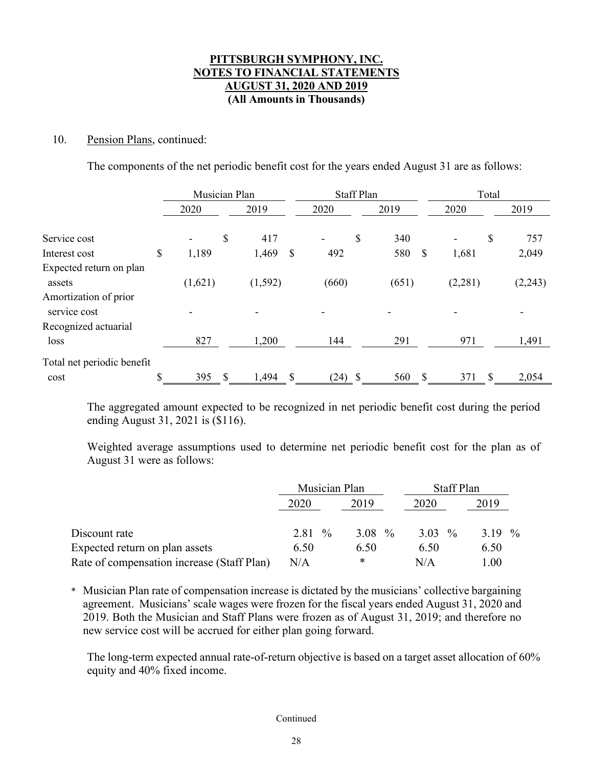**PITTSBURGH SYMPHONY, INC.**
**NOTES TO FINANCIAL STATEMENTS**
**AUGUST 31, 2020 AND 2019**
**(All Amounts in Thousands)**

10. Pension Plans, continued:

The components of the net periodic benefit cost for the years ended August 31 are as follows:

| | Musician Plan | | Staff Plan | | Total | |
|---|---|---|---|---|---|---|
| | 2020 | 2019 | 2020 | 2019 | 2020 | 2019 |
| Service cost | - | $ 417 | - | $ 340 | - | $ 757 |
| Interest cost | $ 1,189 | 1,469 | $ 492 | 580 | $ 1,681 | 2,049 |
| Expected return on plan assets | (1,621) | (1,592) | (660) | (651) | (2,281) | (2,243) |
| Amortization of prior service cost | - | - | - | - | - | - |
| Recognized actuarial loss | 827 | 1,200 | 144 | 291 | 971 | 1,491 |
| Total net periodic benefit cost | $ 395 | $ 1,494 | $ (24) | $ 560 | $ 371 | $ 2,054 |

The aggregated amount expected to be recognized in net periodic benefit cost during the period ending August 31, 2021 is ($116).

Weighted average assumptions used to determine net periodic benefit cost for the plan as of August 31 were as follows:

| | Musician Plan | | Staff Plan | |
|---|---|---|---|---|
| | 2020 | 2019 | 2020 | 2019 |
| Discount rate | 2.81 % | 3.08 % | 3.03 % | 3.19 % |
| Expected return on plan assets | 6.50 | 6.50 | 6.50 | 6.50 |
| Rate of compensation increase (Staff Plan) | N/A | * | N/A | 1.00 |

\* Musician Plan rate of compensation increase is dictated by the musicians' collective bargaining agreement. Musicians' scale wages were frozen for the fiscal years ended August 31, 2020 and 2019. Both the Musician and Staff Plans were frozen as of August 31, 2019; and therefore no new service cost will be accrued for either plan going forward.

The long-term expected annual rate-of-return objective is based on a target asset allocation of 60% equity and 40% fixed income.

Continued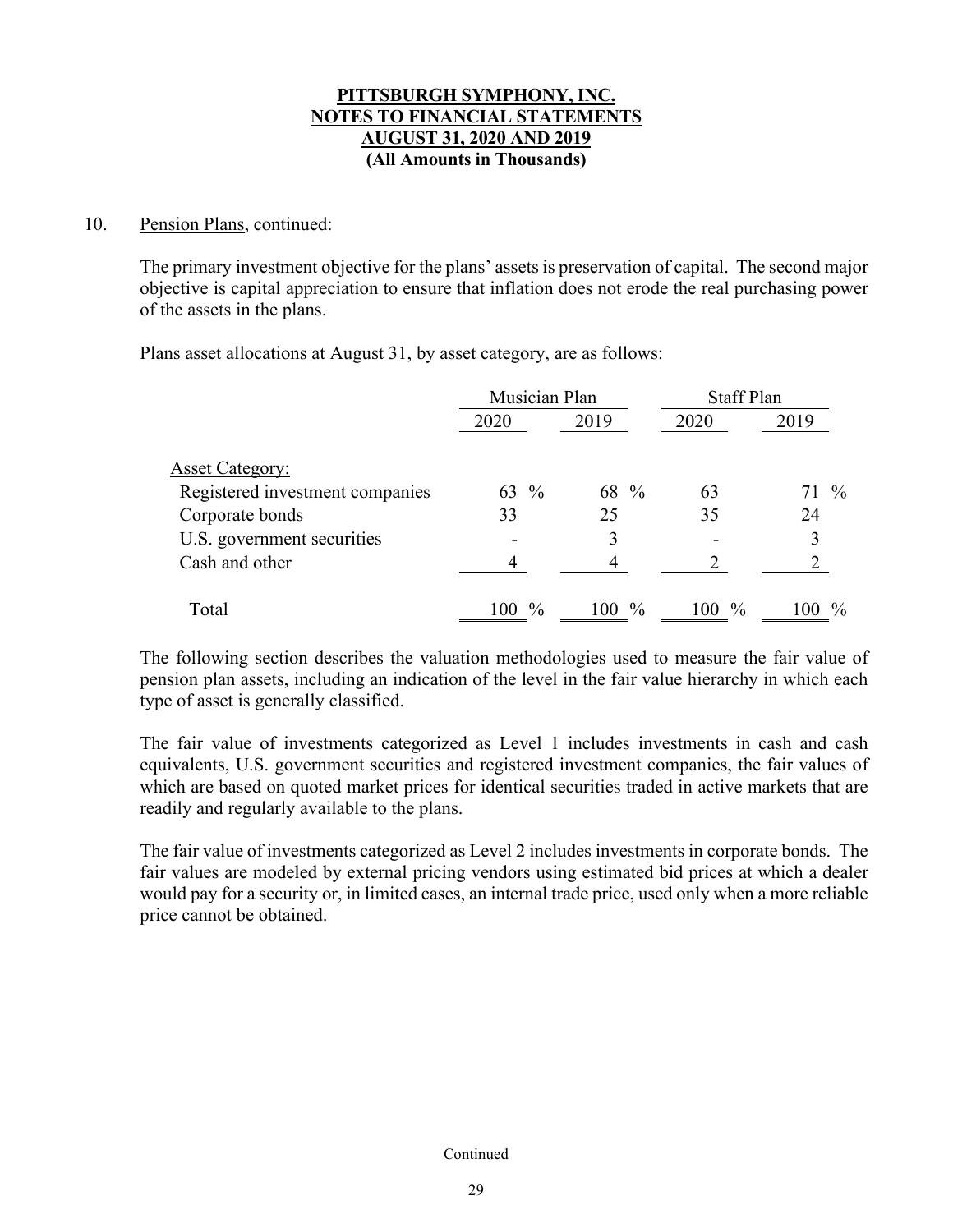**PITTSBURGH SYMPHONY, INC.**
**NOTES TO FINANCIAL STATEMENTS**
**AUGUST 31, 2020 AND 2019**
**(All Amounts in Thousands)**

10. Pension Plans, continued:

The primary investment objective for the plans' assets is preservation of capital. The second major objective is capital appreciation to ensure that inflation does not erode the real purchasing power of the assets in the plans.

Plans asset allocations at August 31, by asset category, are as follows:

| | Musician Plan | | Staff Plan | |
|---|---|---|---|---|
| | 2020 | 2019 | 2020 | 2019 |
| Asset Category: | | | | |
| Registered investment companies | 63 % | 68 % | 63 | 71 % |
| Corporate bonds | 33 | 25 | 35 | 24 |
| U.S. government securities | - | 3 | - | 3 |
| Cash and other | 4 | 4 | 2 | 2 |
| Total | 100 % | 100 % | 100 % | 100 % |

The following section describes the valuation methodologies used to measure the fair value of pension plan assets, including an indication of the level in the fair value hierarchy in which each type of asset is generally classified.

The fair value of investments categorized as Level 1 includes investments in cash and cash equivalents, U.S. government securities and registered investment companies, the fair values of which are based on quoted market prices for identical securities traded in active markets that are readily and regularly available to the plans.

The fair value of investments categorized as Level 2 includes investments in corporate bonds. The fair values are modeled by external pricing vendors using estimated bid prices at which a dealer would pay for a security or, in limited cases, an internal trade price, used only when a more reliable price cannot be obtained.

Continued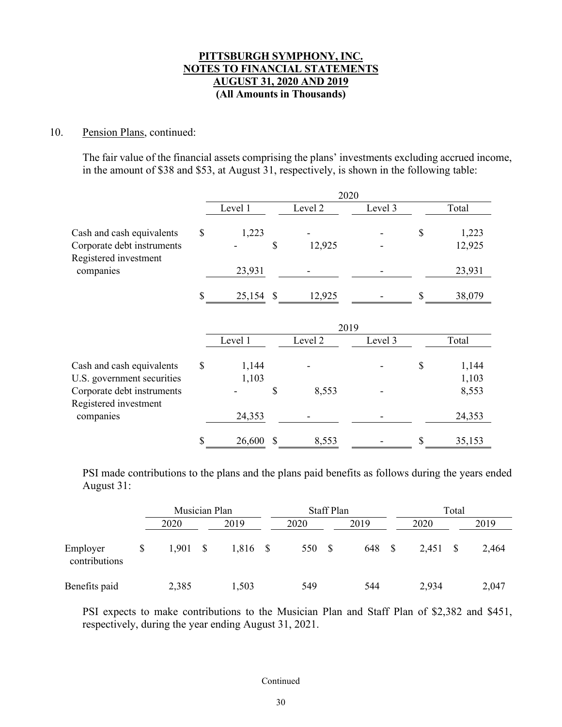# PITTSBURGH SYMPHONY, INC.
# NOTES TO FINANCIAL STATEMENTS
# AUGUST 31, 2020 AND 2019
**(All Amounts in Thousands)**

10. Pension Plans, continued:

The fair value of the financial assets comprising the plans' investments excluding accrued income, in the amount of $38 and $53, at August 31, respectively, is shown in the following table:

| | 2020 | | | |
|---|---|---|---|---|
| | Level 1 | Level 2 | Level 3 | Total |
| Cash and cash equivalents | $ 1,223 | - | - | $ 1,223 |
| Corporate debt instruments | - | $ 12,925 | - | 12,925 |
| Registered investment companies | 23,931 | - | - | 23,931 |
| | $ 25,154 | $ 12,925 | - | $ 38,079 |

| | 2019 | | | |
|---|---|---|---|---|
| | Level 1 | Level 2 | Level 3 | Total |
| Cash and cash equivalents | $ 1,144 | - | - | $ 1,144 |
| U.S. government securities | 1,103 | | | 1,103 |
| Corporate debt instruments | - | $ 8,553 | - | 8,553 |
| Registered investment companies | 24,353 | - | - | 24,353 |
| | $ 26,600 | $ 8,553 | - | $ 35,153 |

PSI made contributions to the plans and the plans paid benefits as follows during the years ended August 31:

| | Musician Plan | | Staff Plan | | Total | |
|---|---|---|---|---|---|---|
| | 2020 | 2019 | 2020 | 2019 | 2020 | 2019 |
| Employer contributions | $ 1,901 | $ 1,816 | $ 550 | $ 648 | $ 2,451 | $ 2,464 |
| Benefits paid | 2,385 | 1,503 | 549 | 544 | 2,934 | 2,047 |

PSI expects to make contributions to the Musician Plan and Staff Plan of $2,382 and $451, respectively, during the year ending August 31, 2021.

Continued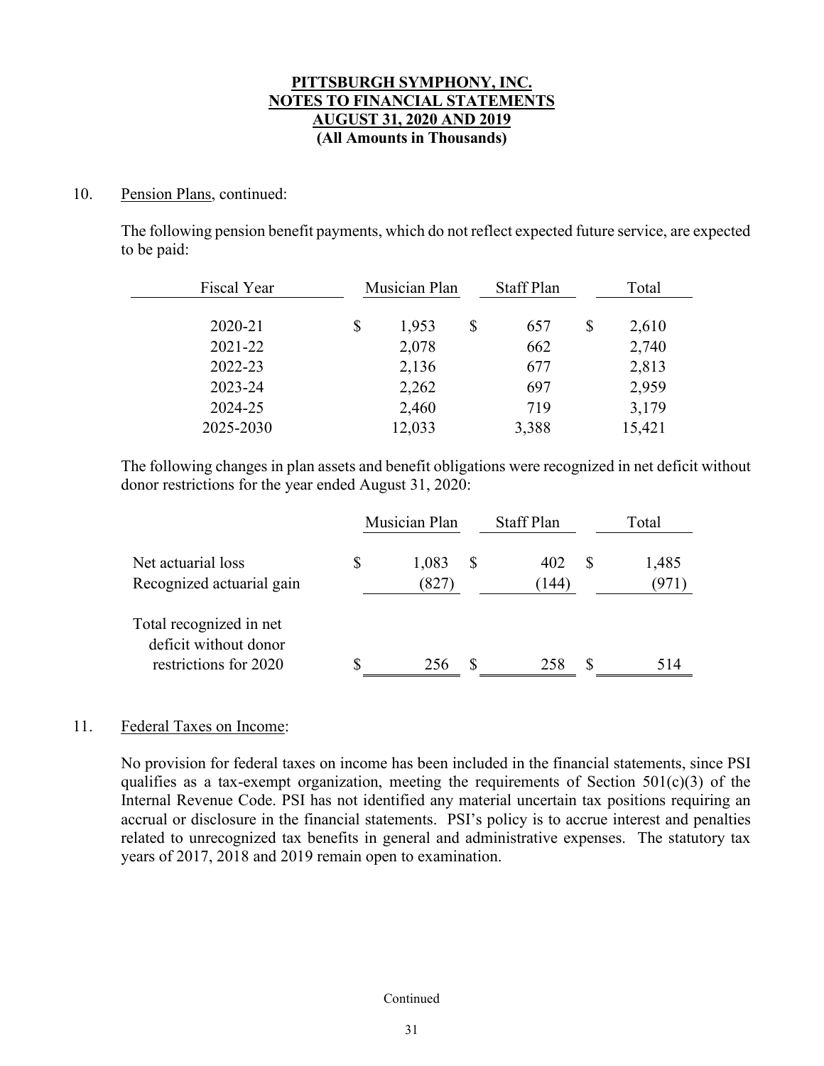**PITTSBURGH SYMPHONY, INC.**
**NOTES TO FINANCIAL STATEMENTS**
**AUGUST 31, 2020 AND 2019**
**(All Amounts in Thousands)**

10. Pension Plans, continued:

The following pension benefit payments, which do not reflect expected future service, are expected to be paid:

| Fiscal Year | Musician Plan | Staff Plan | Total |
|---|---|---|---|
| 2020-21 | $ 1,953 | $ 657 | $ 2,610 |
| 2021-22 | 2,078 | 662 | 2,740 |
| 2022-23 | 2,136 | 677 | 2,813 |
| 2023-24 | 2,262 | 697 | 2,959 |
| 2024-25 | 2,460 | 719 | 3,179 |
| 2025-2030 | 12,033 | 3,388 | 15,421 |

The following changes in plan assets and benefit obligations were recognized in net deficit without donor restrictions for the year ended August 31, 2020:

| | Musician Plan | Staff Plan | Total |
|---|---|---|---|
| Net actuarial loss | $ 1,083 | $ 402 | $ 1,485 |
| Recognized actuarial gain | (827) | (144) | (971) |
| Total recognized in net deficit without donor restrictions for 2020 | $ 256 | $ 258 | $ 514 |

11. Federal Taxes on Income:

No provision for federal taxes on income has been included in the financial statements, since PSI qualifies as a tax-exempt organization, meeting the requirements of Section 501(c)(3) of the Internal Revenue Code. PSI has not identified any material uncertain tax positions requiring an accrual or disclosure in the financial statements. PSI's policy is to accrue interest and penalties related to unrecognized tax benefits in general and administrative expenses. The statutory tax years of 2017, 2018 and 2019 remain open to examination.

Continued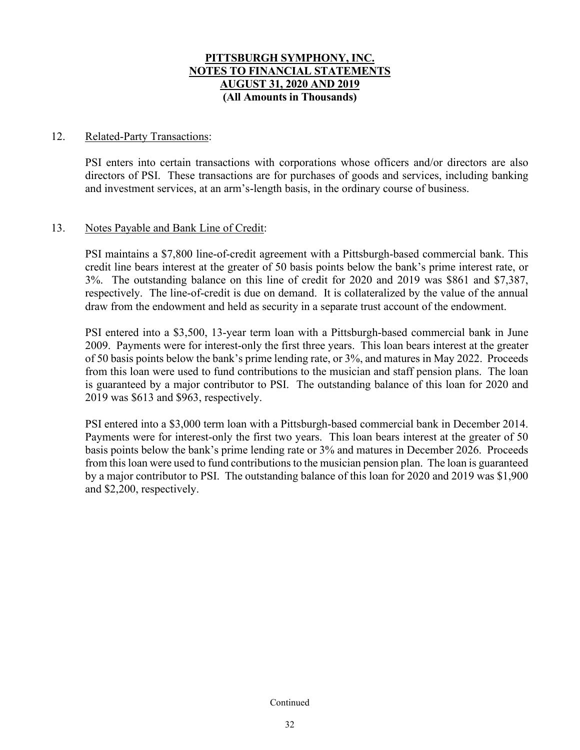**PITTSBURGH SYMPHONY, INC.**
**NOTES TO FINANCIAL STATEMENTS**
**AUGUST 31, 2020 AND 2019**
**(All Amounts in Thousands)**

12. Related-Party Transactions:

PSI enters into certain transactions with corporations whose officers and/or directors are also directors of PSI. These transactions are for purchases of goods and services, including banking and investment services, at an arm's-length basis, in the ordinary course of business.

13. Notes Payable and Bank Line of Credit:

PSI maintains a $7,800 line-of-credit agreement with a Pittsburgh-based commercial bank. This credit line bears interest at the greater of 50 basis points below the bank's prime interest rate, or 3%. The outstanding balance on this line of credit for 2020 and 2019 was $861 and $7,387, respectively. The line-of-credit is due on demand. It is collateralized by the value of the annual draw from the endowment and held as security in a separate trust account of the endowment.

PSI entered into a $3,500, 13-year term loan with a Pittsburgh-based commercial bank in June 2009. Payments were for interest-only the first three years. This loan bears interest at the greater of 50 basis points below the bank's prime lending rate, or 3%, and matures in May 2022. Proceeds from this loan were used to fund contributions to the musician and staff pension plans. The loan is guaranteed by a major contributor to PSI. The outstanding balance of this loan for 2020 and 2019 was $613 and $963, respectively.

PSI entered into a $3,000 term loan with a Pittsburgh-based commercial bank in December 2014. Payments were for interest-only the first two years. This loan bears interest at the greater of 50 basis points below the bank's prime lending rate or 3% and matures in December 2026. Proceeds from this loan were used to fund contributions to the musician pension plan. The loan is guaranteed by a major contributor to PSI. The outstanding balance of this loan for 2020 and 2019 was $1,900 and $2,200, respectively.

Continued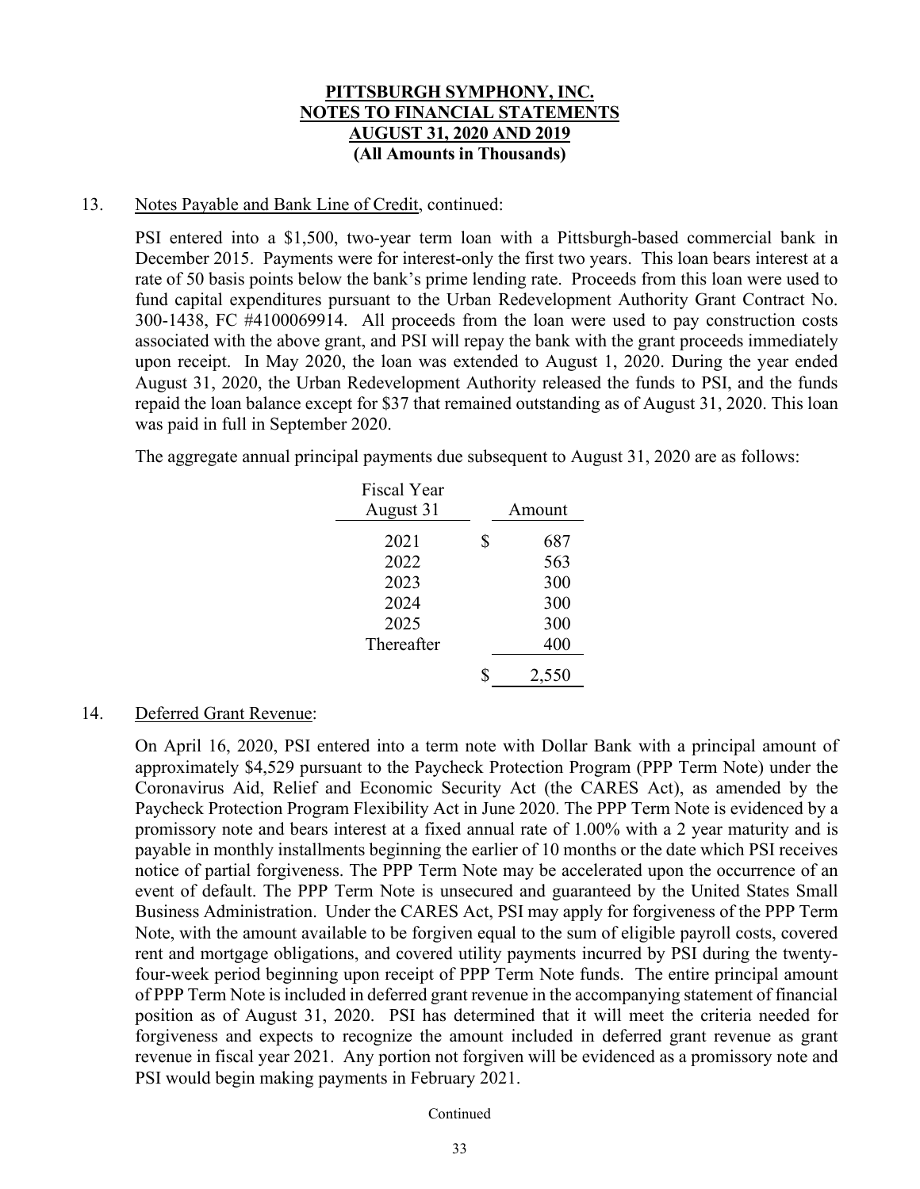**PITTSBURGH SYMPHONY, INC.**
**NOTES TO FINANCIAL STATEMENTS**
**AUGUST 31, 2020 AND 2019**
**(All Amounts in Thousands)**

13. Notes Payable and Bank Line of Credit, continued:

PSI entered into a $1,500, two-year term loan with a Pittsburgh-based commercial bank in December 2015. Payments were for interest-only the first two years. This loan bears interest at a rate of 50 basis points below the bank's prime lending rate. Proceeds from this loan were used to fund capital expenditures pursuant to the Urban Redevelopment Authority Grant Contract No. 300-1438, FC #4100069914. All proceeds from the loan were used to pay construction costs associated with the above grant, and PSI will repay the bank with the grant proceeds immediately upon receipt. In May 2020, the loan was extended to August 1, 2020. During the year ended August 31, 2020, the Urban Redevelopment Authority released the funds to PSI, and the funds repaid the loan balance except for $37 that remained outstanding as of August 31, 2020. This loan was paid in full in September 2020.

The aggregate annual principal payments due subsequent to August 31, 2020 are as follows:

| Fiscal Year August 31 | Amount |
|---|---|
| 2021 | $ 687 |
| 2022 | 563 |
| 2023 | 300 |
| 2024 | 300 |
| 2025 | 300 |
| Thereafter | 400 |
| | $ 2,550 |

14. Deferred Grant Revenue:

On April 16, 2020, PSI entered into a term note with Dollar Bank with a principal amount of approximately $4,529 pursuant to the Paycheck Protection Program (PPP Term Note) under the Coronavirus Aid, Relief and Economic Security Act (the CARES Act), as amended by the Paycheck Protection Program Flexibility Act in June 2020. The PPP Term Note is evidenced by a promissory note and bears interest at a fixed annual rate of 1.00% with a 2 year maturity and is payable in monthly installments beginning the earlier of 10 months or the date which PSI receives notice of partial forgiveness. The PPP Term Note may be accelerated upon the occurrence of an event of default. The PPP Term Note is unsecured and guaranteed by the United States Small Business Administration. Under the CARES Act, PSI may apply for forgiveness of the PPP Term Note, with the amount available to be forgiven equal to the sum of eligible payroll costs, covered rent and mortgage obligations, and covered utility payments incurred by PSI during the twenty-four-week period beginning upon receipt of PPP Term Note funds. The entire principal amount of PPP Term Note is included in deferred grant revenue in the accompanying statement of financial position as of August 31, 2020. PSI has determined that it will meet the criteria needed for forgiveness and expects to recognize the amount included in deferred grant revenue as grant revenue in fiscal year 2021. Any portion not forgiven will be evidenced as a promissory note and PSI would begin making payments in February 2021.

Continued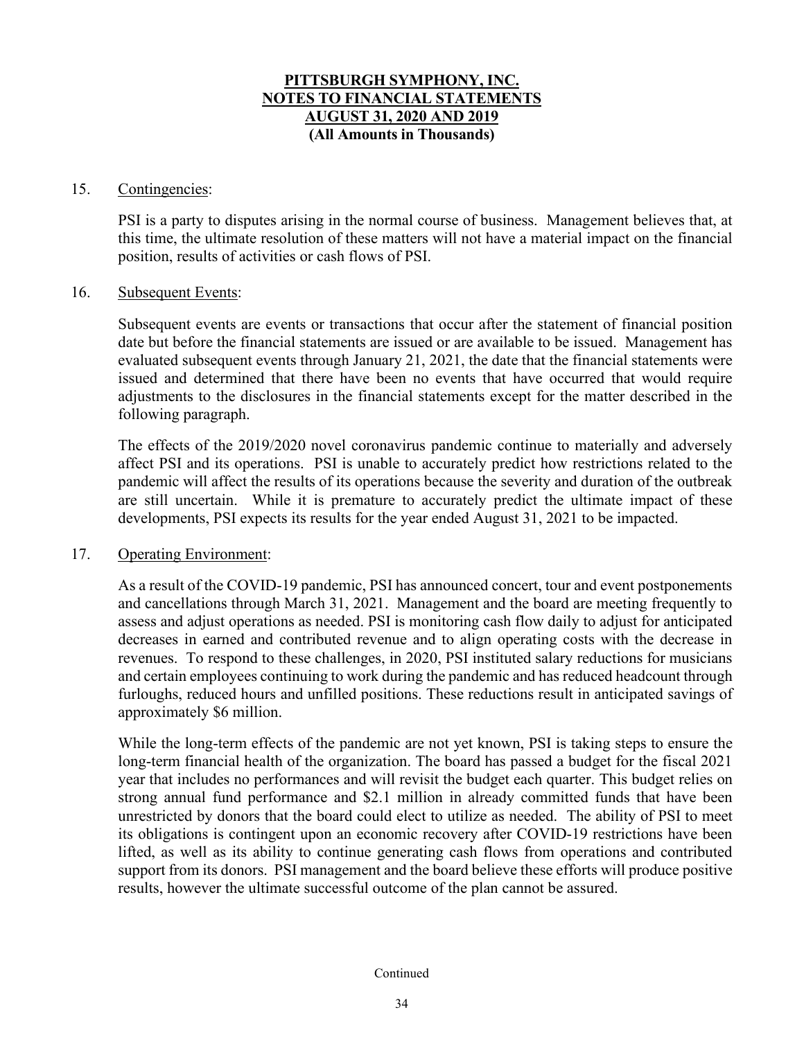**PITTSBURGH SYMPHONY, INC.**
**NOTES TO FINANCIAL STATEMENTS**
**AUGUST 31, 2020 AND 2019**
**(All Amounts in Thousands)**

15. Contingencies:

PSI is a party to disputes arising in the normal course of business. Management believes that, at this time, the ultimate resolution of these matters will not have a material impact on the financial position, results of activities or cash flows of PSI.

16. Subsequent Events:

Subsequent events are events or transactions that occur after the statement of financial position date but before the financial statements are issued or are available to be issued. Management has evaluated subsequent events through January 21, 2021, the date that the financial statements were issued and determined that there have been no events that have occurred that would require adjustments to the disclosures in the financial statements except for the matter described in the following paragraph.

The effects of the 2019/2020 novel coronavirus pandemic continue to materially and adversely affect PSI and its operations. PSI is unable to accurately predict how restrictions related to the pandemic will affect the results of its operations because the severity and duration of the outbreak are still uncertain. While it is premature to accurately predict the ultimate impact of these developments, PSI expects its results for the year ended August 31, 2021 to be impacted.

17. Operating Environment:

As a result of the COVID-19 pandemic, PSI has announced concert, tour and event postponements and cancellations through March 31, 2021. Management and the board are meeting frequently to assess and adjust operations as needed. PSI is monitoring cash flow daily to adjust for anticipated decreases in earned and contributed revenue and to align operating costs with the decrease in revenues. To respond to these challenges, in 2020, PSI instituted salary reductions for musicians and certain employees continuing to work during the pandemic and has reduced headcount through furloughs, reduced hours and unfilled positions. These reductions result in anticipated savings of approximately $6 million.

While the long-term effects of the pandemic are not yet known, PSI is taking steps to ensure the long-term financial health of the organization. The board has passed a budget for the fiscal 2021 year that includes no performances and will revisit the budget each quarter. This budget relies on strong annual fund performance and $2.1 million in already committed funds that have been unrestricted by donors that the board could elect to utilize as needed. The ability of PSI to meet its obligations is contingent upon an economic recovery after COVID-19 restrictions have been lifted, as well as its ability to continue generating cash flows from operations and contributed support from its donors. PSI management and the board believe these efforts will produce positive results, however the ultimate successful outcome of the plan cannot be assured.

Continued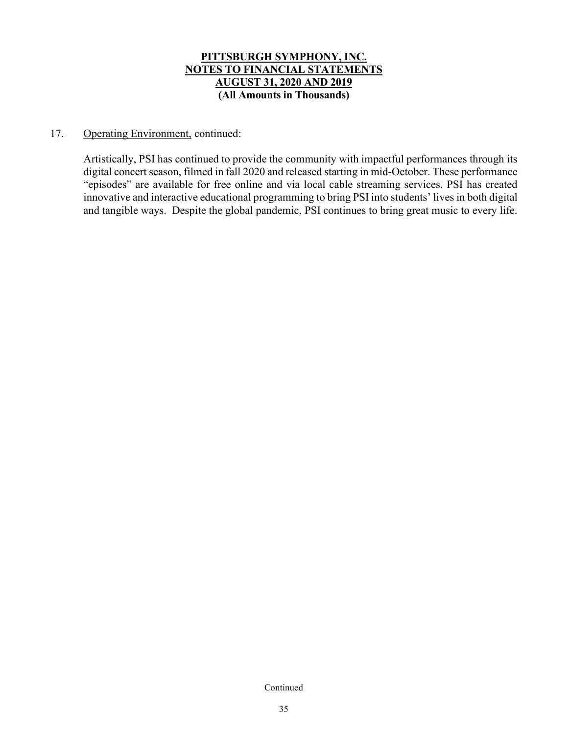# PITTSBURGH SYMPHONY, INC.
## NOTES TO FINANCIAL STATEMENTS
## AUGUST 31, 2020 AND 2019
### (All Amounts in Thousands)

17. Operating Environment, continued:

Artistically, PSI has continued to provide the community with impactful performances through its digital concert season, filmed in fall 2020 and released starting in mid-October. These performance "episodes" are available for free online and via local cable streaming services. PSI has created innovative and interactive educational programming to bring PSI into students' lives in both digital and tangible ways. Despite the global pandemic, PSI continues to bring great music to every life.

Continued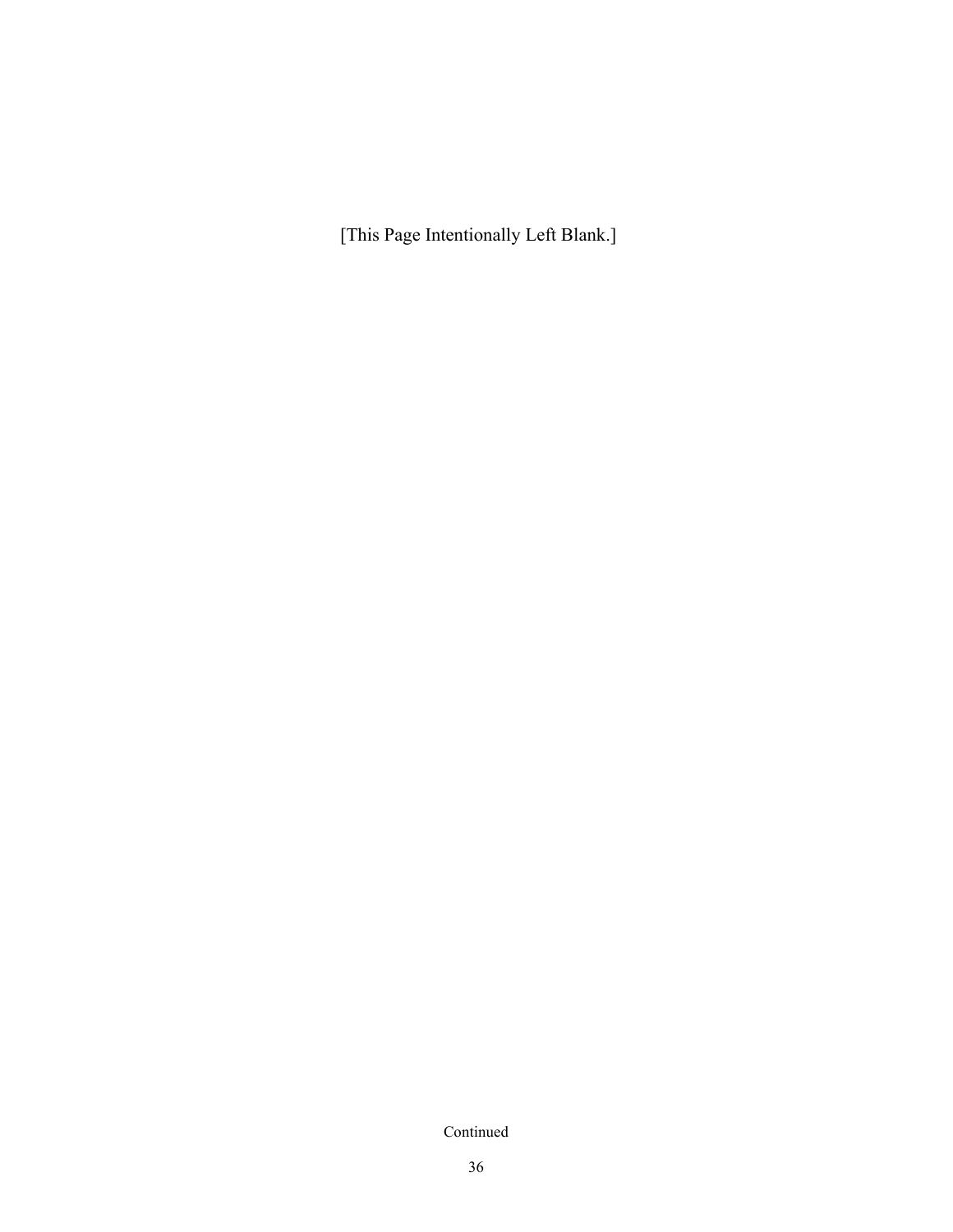[This Page Intentionally Left Blank.]

Continued